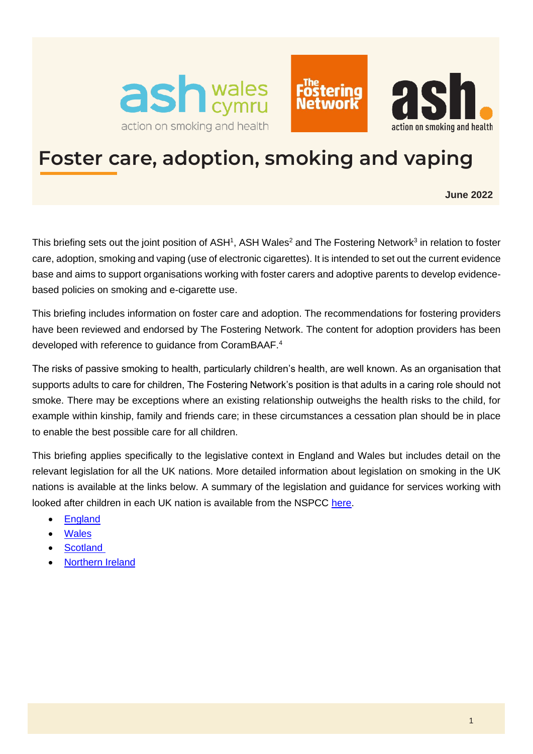# Foster care, adoption, smoking and vaping

**June 2022**

This briefing sets out the joint position of ASH[1], ASH Wales[2] and The Fostering Network[3] in relation to foster care, adoption, smoking and vaping (use of electronic cigarettes). It is intended to set out the current evidence base and aims to support organisations working with foster carers and adoptive parents to develop evidence-based policies on smoking and e-cigarette use.

This briefing includes information on foster care and adoption. The recommendations for fostering providers have been reviewed and endorsed by The Fostering Network. The content for adoption providers has been developed with reference to guidance from CoramBAAF.[4]

The risks of passive smoking to health, particularly children's health, are well known. As an organisation that supports adults to care for children, The Fostering Network's position is that adults in a caring role should not smoke. There may be exceptions where an existing relationship outweighs the health risks to the child, for example within kinship, family and friends care; in these circumstances a cessation plan should be in place to enable the best possible care for all children.

This briefing applies specifically to the legislative context in England and Wales but includes detail on the relevant legislation for all the UK nations. More detailed information about legislation on smoking in the UK nations is available at the links below. A summary of the legislation and guidance for services working with looked after children in each UK nation is available from the NSPCC here.

- England
- Wales
- Scotland
- Northern Ireland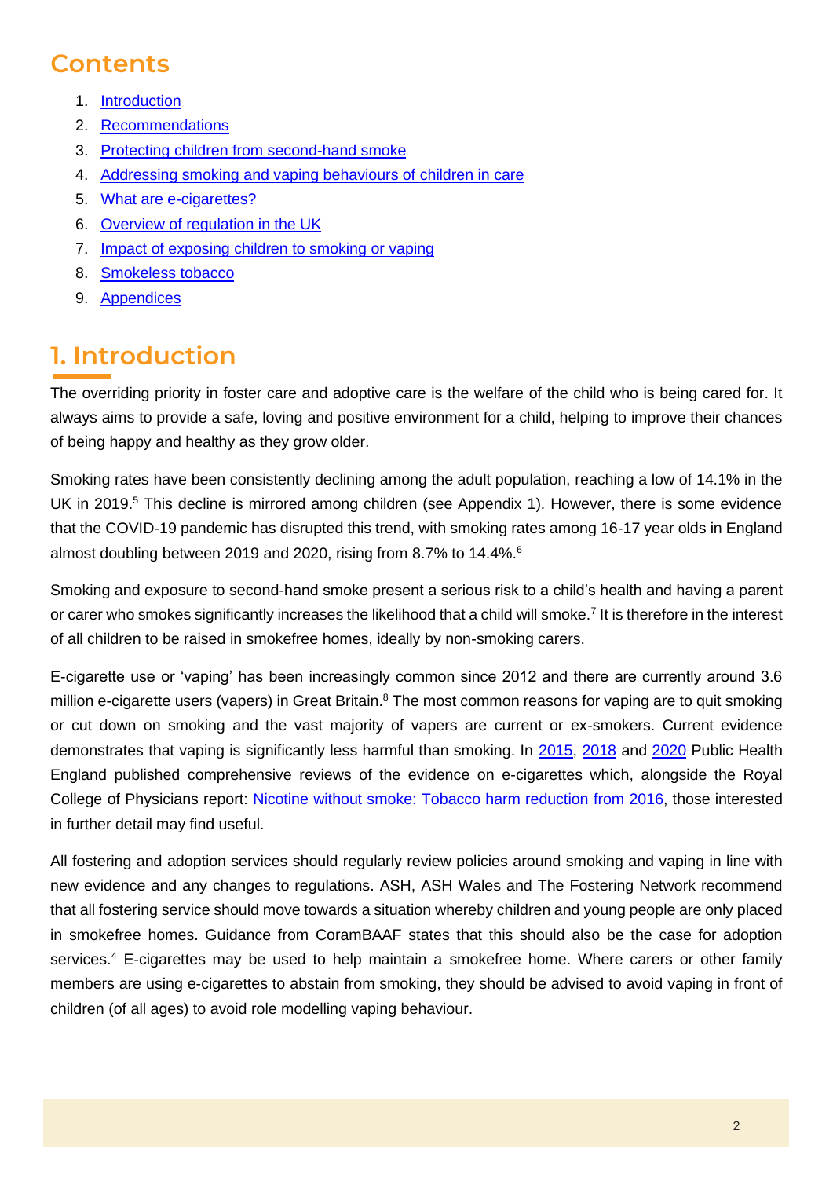# Contents

1. Introduction
2. Recommendations
3. Protecting children from second-hand smoke
4. Addressing smoking and vaping behaviours of children in care
5. What are e-cigarettes?
6. Overview of regulation in the UK
7. Impact of exposing children to smoking or vaping
8. Smokeless tobacco
9. Appendices

# 1. Introduction

The overriding priority in foster care and adoptive care is the welfare of the child who is being cared for. It always aims to provide a safe, loving and positive environment for a child, helping to improve their chances of being happy and healthy as they grow older.

Smoking rates have been consistently declining among the adult population, reaching a low of 14.1% in the UK in 2019.[5] This decline is mirrored among children (see Appendix 1). However, there is some evidence that the COVID-19 pandemic has disrupted this trend, with smoking rates among 16-17 year olds in England almost doubling between 2019 and 2020, rising from 8.7% to 14.4%.[6]

Smoking and exposure to second-hand smoke present a serious risk to a child's health and having a parent or carer who smokes significantly increases the likelihood that a child will smoke.[7] It is therefore in the interest of all children to be raised in smokefree homes, ideally by non-smoking carers.

E-cigarette use or 'vaping' has been increasingly common since 2012 and there are currently around 3.6 million e-cigarette users (vapers) in Great Britain.[8] The most common reasons for vaping are to quit smoking or cut down on smoking and the vast majority of vapers are current or ex-smokers. Current evidence demonstrates that vaping is significantly less harmful than smoking. In 2015, 2018 and 2020 Public Health England published comprehensive reviews of the evidence on e-cigarettes which, alongside the Royal College of Physicians report: Nicotine without smoke: Tobacco harm reduction from 2016, those interested in further detail may find useful.

All fostering and adoption services should regularly review policies around smoking and vaping in line with new evidence and any changes to regulations. ASH, ASH Wales and The Fostering Network recommend that all fostering service should move towards a situation whereby children and young people are only placed in smokefree homes. Guidance from CoramBAAF states that this should also be the case for adoption services.[4] E-cigarettes may be used to help maintain a smokefree home. Where carers or other family members are using e-cigarettes to abstain from smoking, they should be advised to avoid vaping in front of children (of all ages) to avoid role modelling vaping behaviour.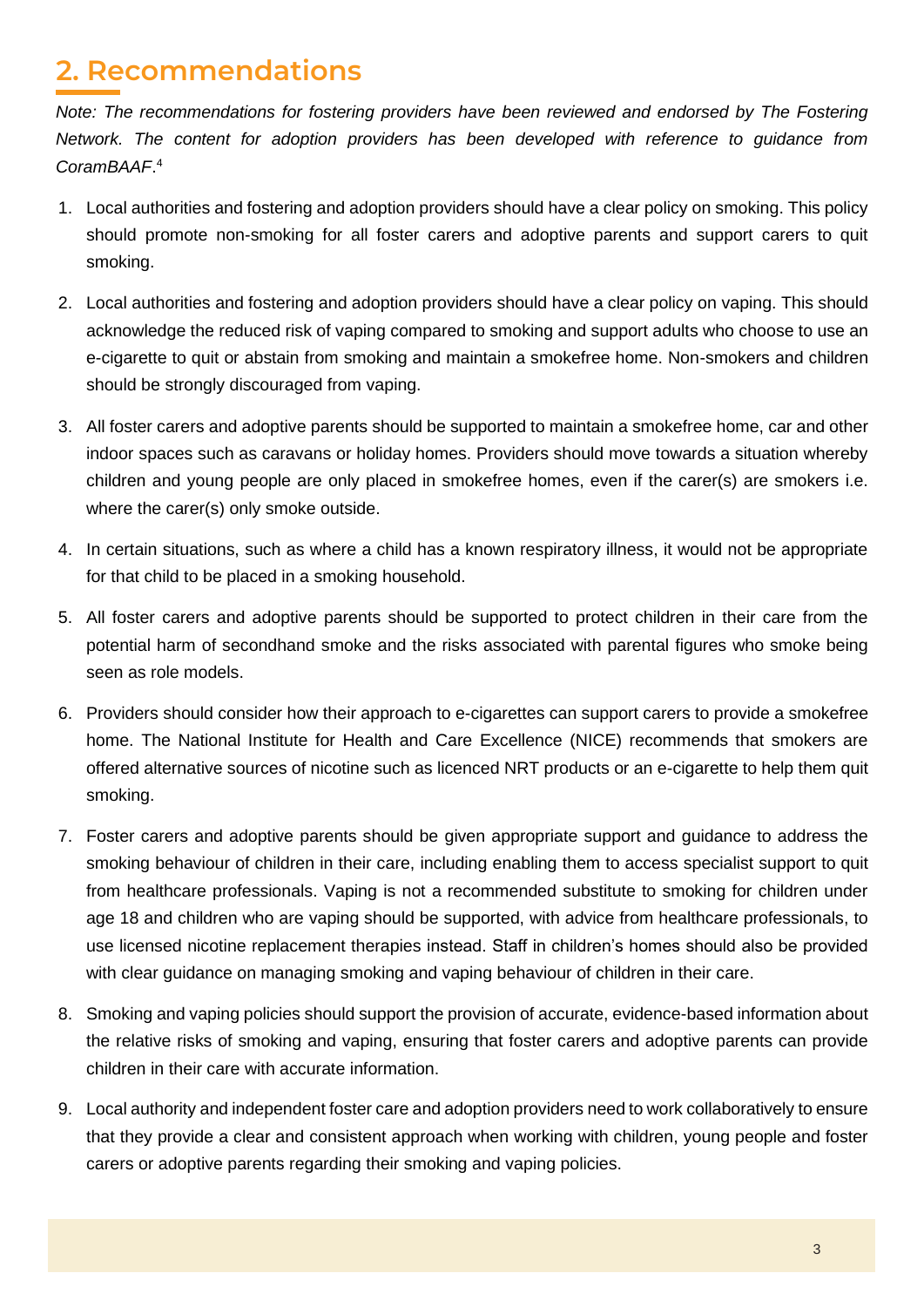## 2. Recommendations

*Note: The recommendations for fostering providers have been reviewed and endorsed by The Fostering Network. The content for adoption providers has been developed with reference to guidance from CoramBAAF.*[4]

1. Local authorities and fostering and adoption providers should have a clear policy on smoking. This policy should promote non-smoking for all foster carers and adoptive parents and support carers to quit smoking.

2. Local authorities and fostering and adoption providers should have a clear policy on vaping. This should acknowledge the reduced risk of vaping compared to smoking and support adults who choose to use an e-cigarette to quit or abstain from smoking and maintain a smokefree home. Non-smokers and children should be strongly discouraged from vaping.

3. All foster carers and adoptive parents should be supported to maintain a smokefree home, car and other indoor spaces such as caravans or holiday homes. Providers should move towards a situation whereby children and young people are only placed in smokefree homes, even if the carer(s) are smokers i.e. where the carer(s) only smoke outside.

4. In certain situations, such as where a child has a known respiratory illness, it would not be appropriate for that child to be placed in a smoking household.

5. All foster carers and adoptive parents should be supported to protect children in their care from the potential harm of secondhand smoke and the risks associated with parental figures who smoke being seen as role models.

6. Providers should consider how their approach to e-cigarettes can support carers to provide a smokefree home. The National Institute for Health and Care Excellence (NICE) recommends that smokers are offered alternative sources of nicotine such as licenced NRT products or an e-cigarette to help them quit smoking.

7. Foster carers and adoptive parents should be given appropriate support and guidance to address the smoking behaviour of children in their care, including enabling them to access specialist support to quit from healthcare professionals. Vaping is not a recommended substitute to smoking for children under age 18 and children who are vaping should be supported, with advice from healthcare professionals, to use licensed nicotine replacement therapies instead. Staff in children's homes should also be provided with clear guidance on managing smoking and vaping behaviour of children in their care.

8. Smoking and vaping policies should support the provision of accurate, evidence-based information about the relative risks of smoking and vaping, ensuring that foster carers and adoptive parents can provide children in their care with accurate information.

9. Local authority and independent foster care and adoption providers need to work collaboratively to ensure that they provide a clear and consistent approach when working with children, young people and foster carers or adoptive parents regarding their smoking and vaping policies.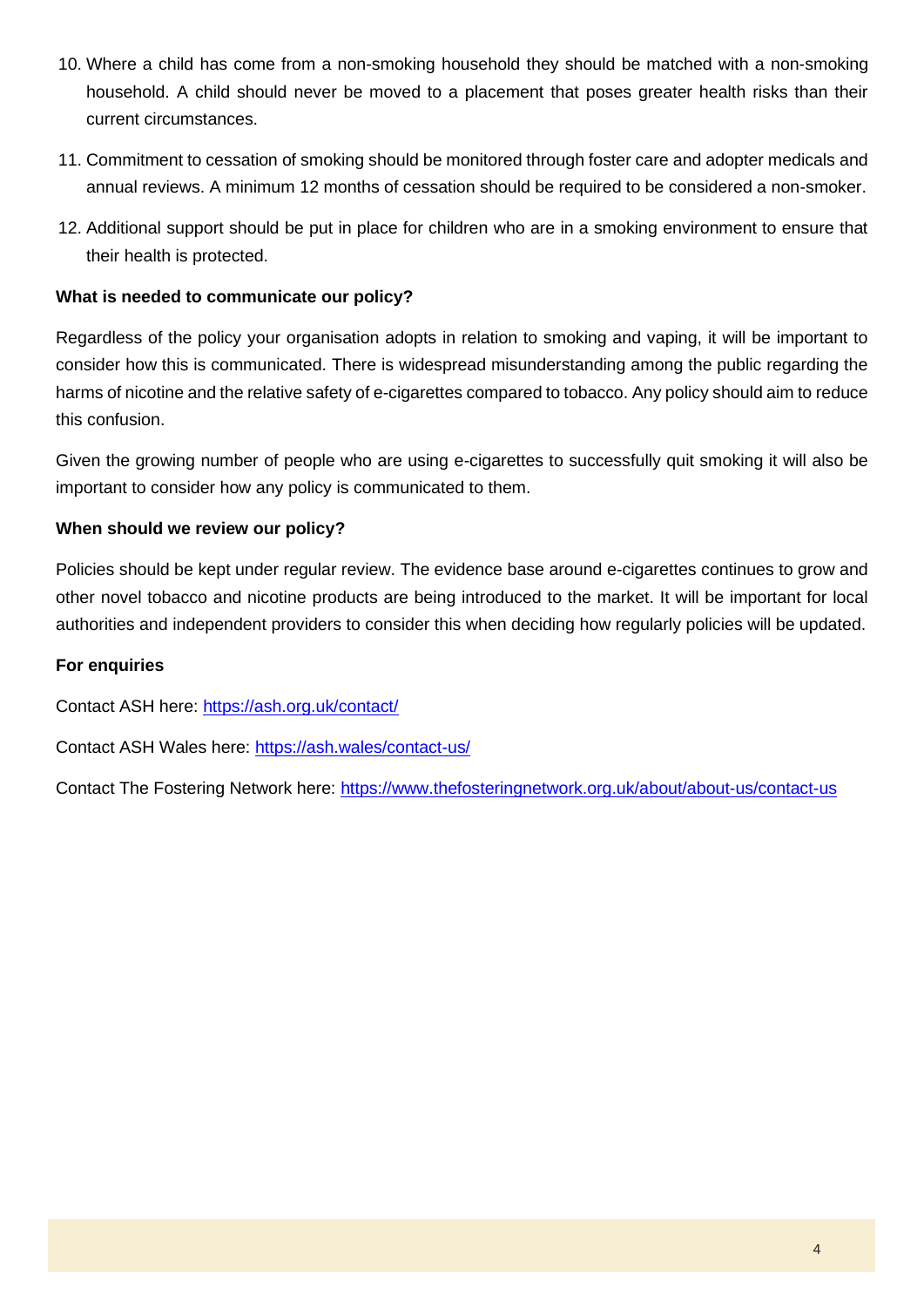10. Where a child has come from a non-smoking household they should be matched with a non-smoking household. A child should never be moved to a placement that poses greater health risks than their current circumstances.
11. Commitment to cessation of smoking should be monitored through foster care and adopter medicals and annual reviews. A minimum 12 months of cessation should be required to be considered a non-smoker.
12. Additional support should be put in place for children who are in a smoking environment to ensure that their health is protected.

**What is needed to communicate our policy?**

Regardless of the policy your organisation adopts in relation to smoking and vaping, it will be important to consider how this is communicated. There is widespread misunderstanding among the public regarding the harms of nicotine and the relative safety of e-cigarettes compared to tobacco. Any policy should aim to reduce this confusion.

Given the growing number of people who are using e-cigarettes to successfully quit smoking it will also be important to consider how any policy is communicated to them.

**When should we review our policy?**

Policies should be kept under regular review. The evidence base around e-cigarettes continues to grow and other novel tobacco and nicotine products are being introduced to the market. It will be important for local authorities and independent providers to consider this when deciding how regularly policies will be updated.

**For enquiries**

Contact ASH here: https://ash.org.uk/contact/

Contact ASH Wales here: https://ash.wales/contact-us/

Contact The Fostering Network here: https://www.thefosteringnetwork.org.uk/about/about-us/contact-us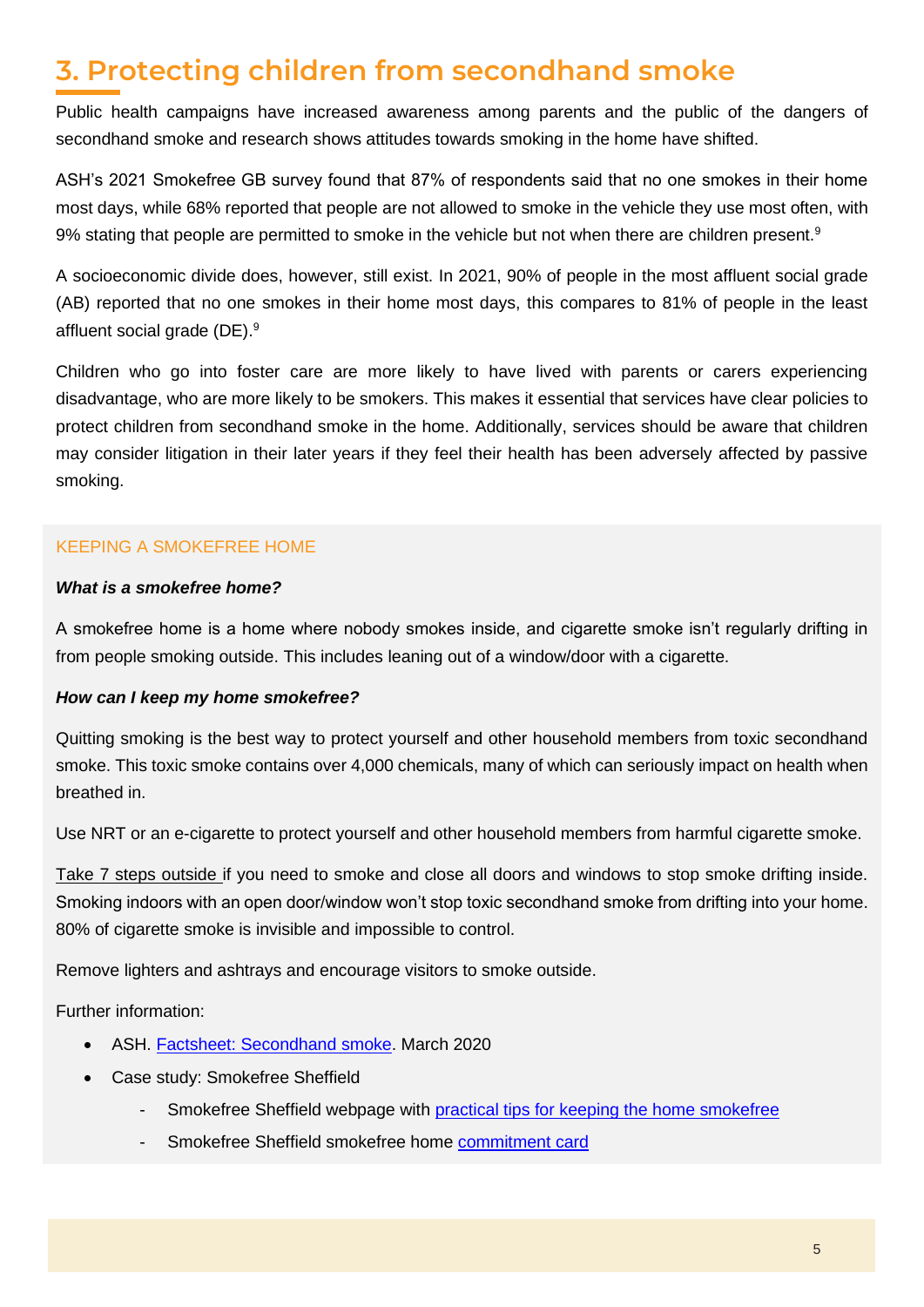# 3. Protecting children from secondhand smoke

Public health campaigns have increased awareness among parents and the public of the dangers of secondhand smoke and research shows attitudes towards smoking in the home have shifted.

ASH's 2021 Smokefree GB survey found that 87% of respondents said that no one smokes in their home most days, while 68% reported that people are not allowed to smoke in the vehicle they use most often, with 9% stating that people are permitted to smoke in the vehicle but not when there are children present.[9]

A socioeconomic divide does, however, still exist. In 2021, 90% of people in the most affluent social grade (AB) reported that no one smokes in their home most days, this compares to 81% of people in the least affluent social grade (DE).[9]

Children who go into foster care are more likely to have lived with parents or carers experiencing disadvantage, who are more likely to be smokers. This makes it essential that services have clear policies to protect children from secondhand smoke in the home. Additionally, services should be aware that children may consider litigation in their later years if they feel their health has been adversely affected by passive smoking.

## KEEPING A SMOKEFREE HOME

***What is a smokefree home?***

A smokefree home is a home where nobody smokes inside, and cigarette smoke isn't regularly drifting in from people smoking outside. This includes leaning out of a window/door with a cigarette.

***How can I keep my home smokefree?***

Quitting smoking is the best way to protect yourself and other household members from toxic secondhand smoke. This toxic smoke contains over 4,000 chemicals, many of which can seriously impact on health when breathed in.

Use NRT or an e-cigarette to protect yourself and other household members from harmful cigarette smoke.

Take 7 steps outside if you need to smoke and close all doors and windows to stop smoke drifting inside. Smoking indoors with an open door/window won't stop toxic secondhand smoke from drifting into your home. 80% of cigarette smoke is invisible and impossible to control.

Remove lighters and ashtrays and encourage visitors to smoke outside.

Further information:

- ASH. Factsheet: Secondhand smoke. March 2020
- Case study: Smokefree Sheffield
  - Smokefree Sheffield webpage with practical tips for keeping the home smokefree
  - Smokefree Sheffield smokefree home commitment card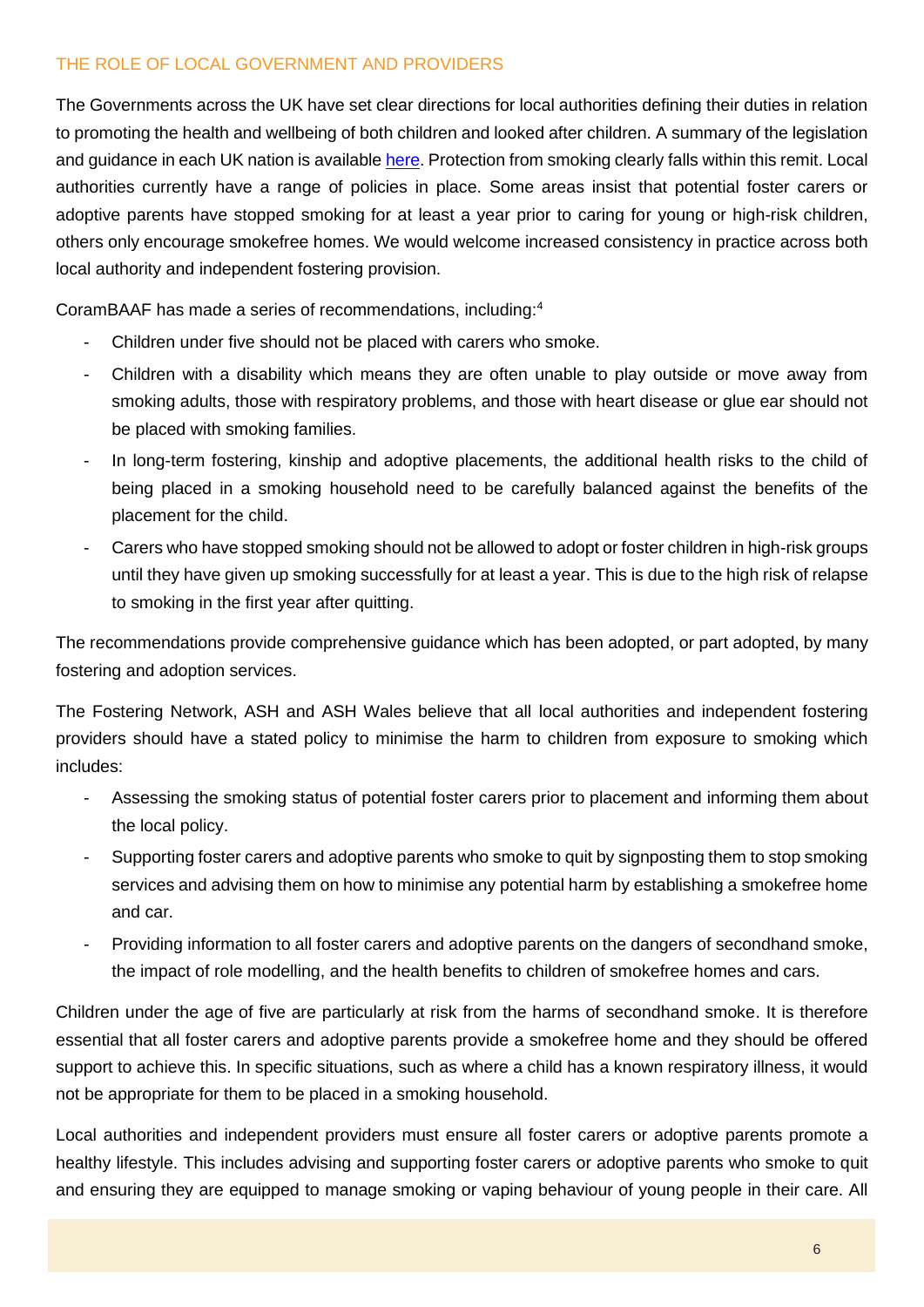## THE ROLE OF LOCAL GOVERNMENT AND PROVIDERS

The Governments across the UK have set clear directions for local authorities defining their duties in relation to promoting the health and wellbeing of both children and looked after children. A summary of the legislation and guidance in each UK nation is available here. Protection from smoking clearly falls within this remit. Local authorities currently have a range of policies in place. Some areas insist that potential foster carers or adoptive parents have stopped smoking for at least a year prior to caring for young or high-risk children, others only encourage smokefree homes. We would welcome increased consistency in practice across both local authority and independent fostering provision.

CoramBAAF has made a series of recommendations, including:[4]

- Children under five should not be placed with carers who smoke.
- Children with a disability which means they are often unable to play outside or move away from smoking adults, those with respiratory problems, and those with heart disease or glue ear should not be placed with smoking families.
- In long-term fostering, kinship and adoptive placements, the additional health risks to the child of being placed in a smoking household need to be carefully balanced against the benefits of the placement for the child.
- Carers who have stopped smoking should not be allowed to adopt or foster children in high-risk groups until they have given up smoking successfully for at least a year. This is due to the high risk of relapse to smoking in the first year after quitting.

The recommendations provide comprehensive guidance which has been adopted, or part adopted, by many fostering and adoption services.

The Fostering Network, ASH and ASH Wales believe that all local authorities and independent fostering providers should have a stated policy to minimise the harm to children from exposure to smoking which includes:

- Assessing the smoking status of potential foster carers prior to placement and informing them about the local policy.
- Supporting foster carers and adoptive parents who smoke to quit by signposting them to stop smoking services and advising them on how to minimise any potential harm by establishing a smokefree home and car.
- Providing information to all foster carers and adoptive parents on the dangers of secondhand smoke, the impact of role modelling, and the health benefits to children of smokefree homes and cars.

Children under the age of five are particularly at risk from the harms of secondhand smoke. It is therefore essential that all foster carers and adoptive parents provide a smokefree home and they should be offered support to achieve this. In specific situations, such as where a child has a known respiratory illness, it would not be appropriate for them to be placed in a smoking household.

Local authorities and independent providers must ensure all foster carers or adoptive parents promote a healthy lifestyle. This includes advising and supporting foster carers or adoptive parents who smoke to quit and ensuring they are equipped to manage smoking or vaping behaviour of young people in their care. All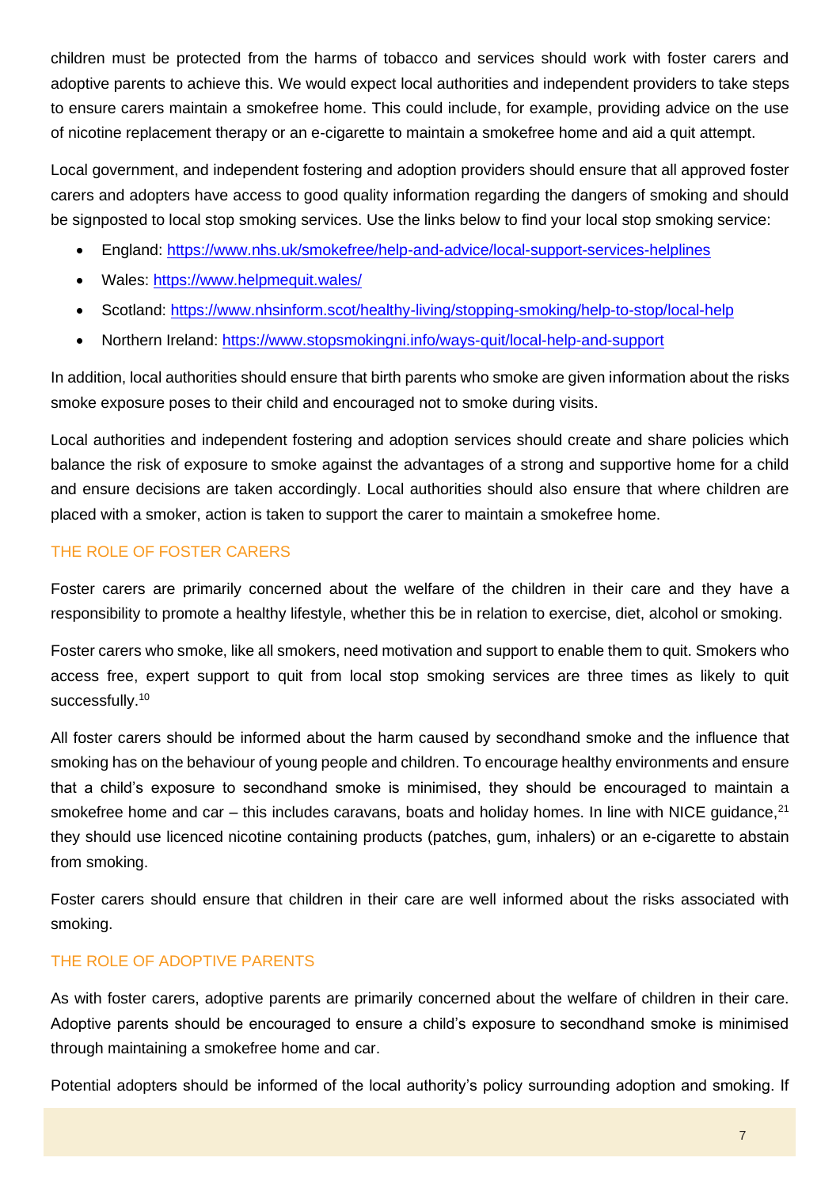children must be protected from the harms of tobacco and services should work with foster carers and adoptive parents to achieve this. We would expect local authorities and independent providers to take steps to ensure carers maintain a smokefree home. This could include, for example, providing advice on the use of nicotine replacement therapy or an e-cigarette to maintain a smokefree home and aid a quit attempt.

Local government, and independent fostering and adoption providers should ensure that all approved foster carers and adopters have access to good quality information regarding the dangers of smoking and should be signposted to local stop smoking services. Use the links below to find your local stop smoking service:

- England: https://www.nhs.uk/smokefree/help-and-advice/local-support-services-helplines
- Wales: https://www.helpmequit.wales/
- Scotland: https://www.nhsinform.scot/healthy-living/stopping-smoking/help-to-stop/local-help
- Northern Ireland: https://www.stopsmokingni.info/ways-quit/local-help-and-support

In addition, local authorities should ensure that birth parents who smoke are given information about the risks smoke exposure poses to their child and encouraged not to smoke during visits.

Local authorities and independent fostering and adoption services should create and share policies which balance the risk of exposure to smoke against the advantages of a strong and supportive home for a child and ensure decisions are taken accordingly. Local authorities should also ensure that where children are placed with a smoker, action is taken to support the carer to maintain a smokefree home.

## THE ROLE OF FOSTER CARERS

Foster carers are primarily concerned about the welfare of the children in their care and they have a responsibility to promote a healthy lifestyle, whether this be in relation to exercise, diet, alcohol or smoking.

Foster carers who smoke, like all smokers, need motivation and support to enable them to quit. Smokers who access free, expert support to quit from local stop smoking services are three times as likely to quit successfully.[10]

All foster carers should be informed about the harm caused by secondhand smoke and the influence that smoking has on the behaviour of young people and children. To encourage healthy environments and ensure that a child's exposure to secondhand smoke is minimised, they should be encouraged to maintain a smokefree home and car – this includes caravans, boats and holiday homes. In line with NICE guidance,[21] they should use licenced nicotine containing products (patches, gum, inhalers) or an e-cigarette to abstain from smoking.

Foster carers should ensure that children in their care are well informed about the risks associated with smoking.

## THE ROLE OF ADOPTIVE PARENTS

As with foster carers, adoptive parents are primarily concerned about the welfare of children in their care. Adoptive parents should be encouraged to ensure a child's exposure to secondhand smoke is minimised through maintaining a smokefree home and car.

Potential adopters should be informed of the local authority's policy surrounding adoption and smoking. If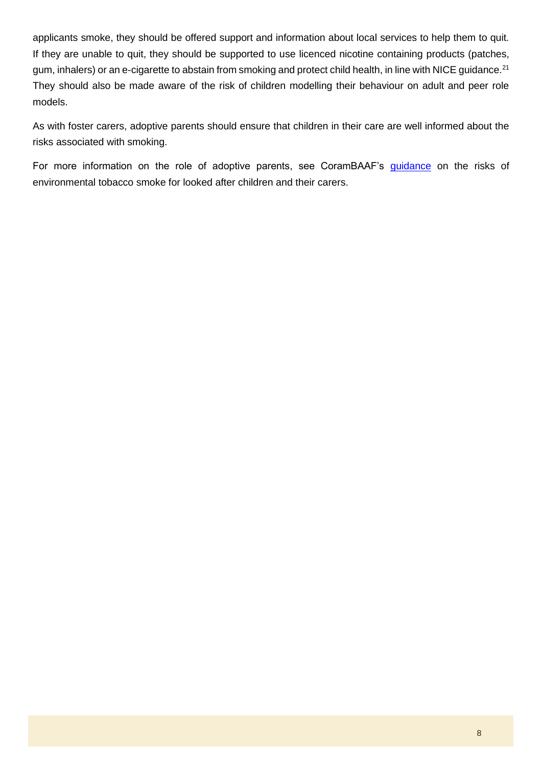applicants smoke, they should be offered support and information about local services to help them to quit. If they are unable to quit, they should be supported to use licenced nicotine containing products (patches, gum, inhalers) or an e-cigarette to abstain from smoking and protect child health, in line with NICE guidance.[21] They should also be made aware of the risk of children modelling their behaviour on adult and peer role models.

As with foster carers, adoptive parents should ensure that children in their care are well informed about the risks associated with smoking.

For more information on the role of adoptive parents, see CoramBAAF's guidance on the risks of environmental tobacco smoke for looked after children and their carers.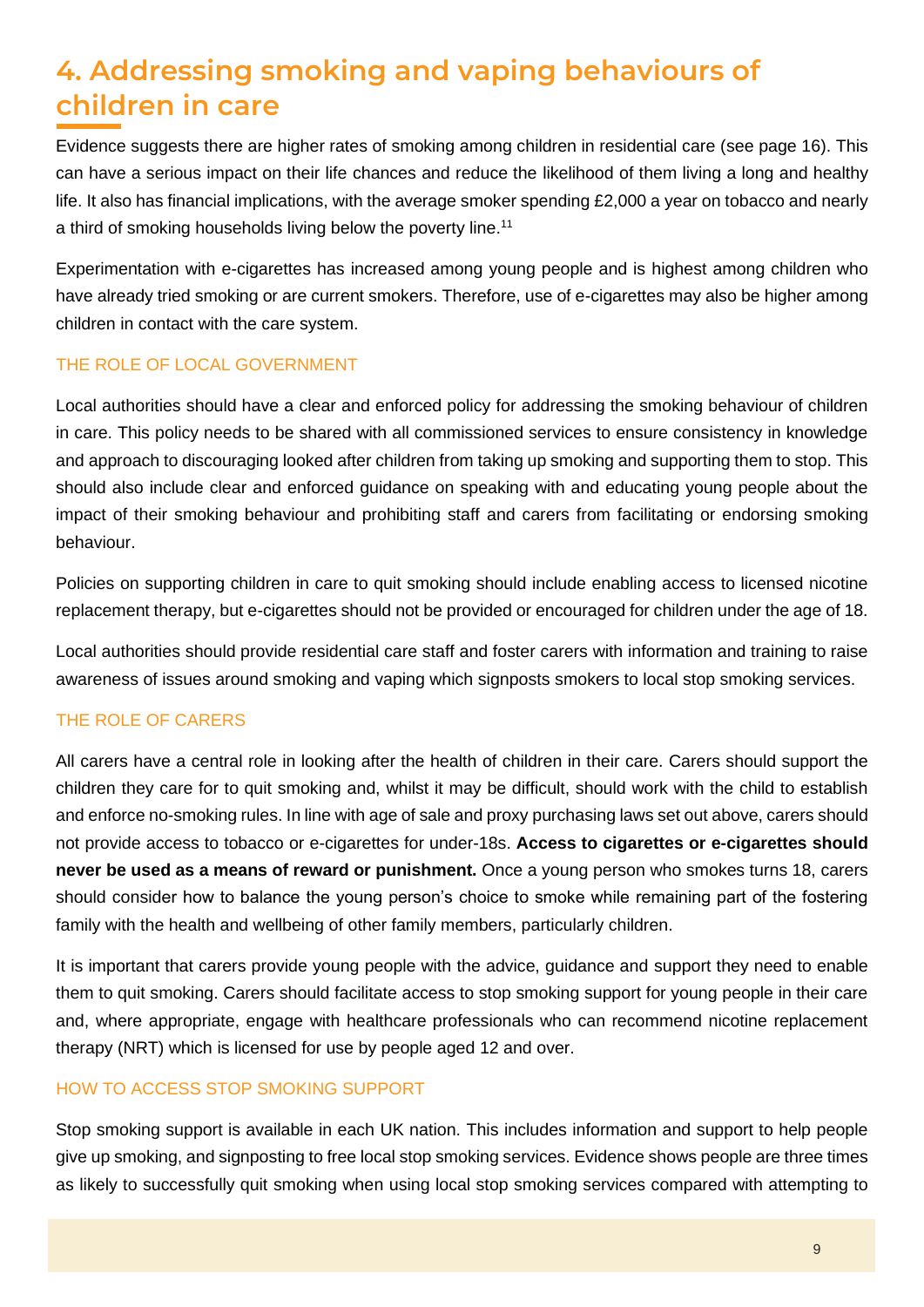# 4. Addressing smoking and vaping behaviours of children in care

Evidence suggests there are higher rates of smoking among children in residential care (see page 16). This can have a serious impact on their life chances and reduce the likelihood of them living a long and healthy life. It also has financial implications, with the average smoker spending £2,000 a year on tobacco and nearly a third of smoking households living below the poverty line.[11]

Experimentation with e-cigarettes has increased among young people and is highest among children who have already tried smoking or are current smokers. Therefore, use of e-cigarettes may also be higher among children in contact with the care system.

### THE ROLE OF LOCAL GOVERNMENT

Local authorities should have a clear and enforced policy for addressing the smoking behaviour of children in care. This policy needs to be shared with all commissioned services to ensure consistency in knowledge and approach to discouraging looked after children from taking up smoking and supporting them to stop. This should also include clear and enforced guidance on speaking with and educating young people about the impact of their smoking behaviour and prohibiting staff and carers from facilitating or endorsing smoking behaviour.

Policies on supporting children in care to quit smoking should include enabling access to licensed nicotine replacement therapy, but e-cigarettes should not be provided or encouraged for children under the age of 18.

Local authorities should provide residential care staff and foster carers with information and training to raise awareness of issues around smoking and vaping which signposts smokers to local stop smoking services.

### THE ROLE OF CARERS

All carers have a central role in looking after the health of children in their care. Carers should support the children they care for to quit smoking and, whilst it may be difficult, should work with the child to establish and enforce no-smoking rules. In line with age of sale and proxy purchasing laws set out above, carers should not provide access to tobacco or e-cigarettes for under-18s. **Access to cigarettes or e-cigarettes should never be used as a means of reward or punishment.** Once a young person who smokes turns 18, carers should consider how to balance the young person's choice to smoke while remaining part of the fostering family with the health and wellbeing of other family members, particularly children.

It is important that carers provide young people with the advice, guidance and support they need to enable them to quit smoking. Carers should facilitate access to stop smoking support for young people in their care and, where appropriate, engage with healthcare professionals who can recommend nicotine replacement therapy (NRT) which is licensed for use by people aged 12 and over.

### HOW TO ACCESS STOP SMOKING SUPPORT

Stop smoking support is available in each UK nation. This includes information and support to help people give up smoking, and signposting to free local stop smoking services. Evidence shows people are three times as likely to successfully quit smoking when using local stop smoking services compared with attempting to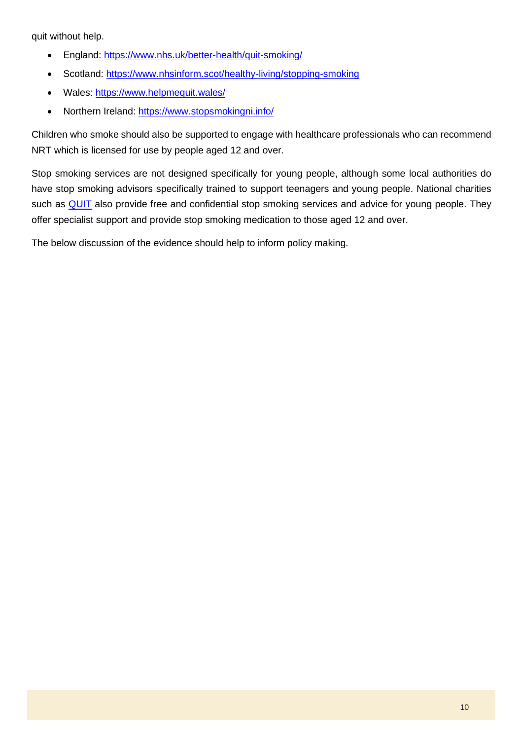quit without help.

- England: [https://www.nhs.uk/better-health/quit-smoking/](https://www.nhs.uk/better-health/quit-smoking/)
- Scotland: [https://www.nhsinform.scot/healthy-living/stopping-smoking](https://www.nhsinform.scot/healthy-living/stopping-smoking)
- Wales: [https://www.helpmequit.wales/](https://www.helpmequit.wales/)
- Northern Ireland: [https://www.stopsmokingni.info/](https://www.stopsmokingni.info/)

Children who smoke should also be supported to engage with healthcare professionals who can recommend NRT which is licensed for use by people aged 12 and over.

Stop smoking services are not designed specifically for young people, although some local authorities do have stop smoking advisors specifically trained to support teenagers and young people. National charities such as QUIT also provide free and confidential stop smoking services and advice for young people. They offer specialist support and provide stop smoking medication to those aged 12 and over.

The below discussion of the evidence should help to inform policy making.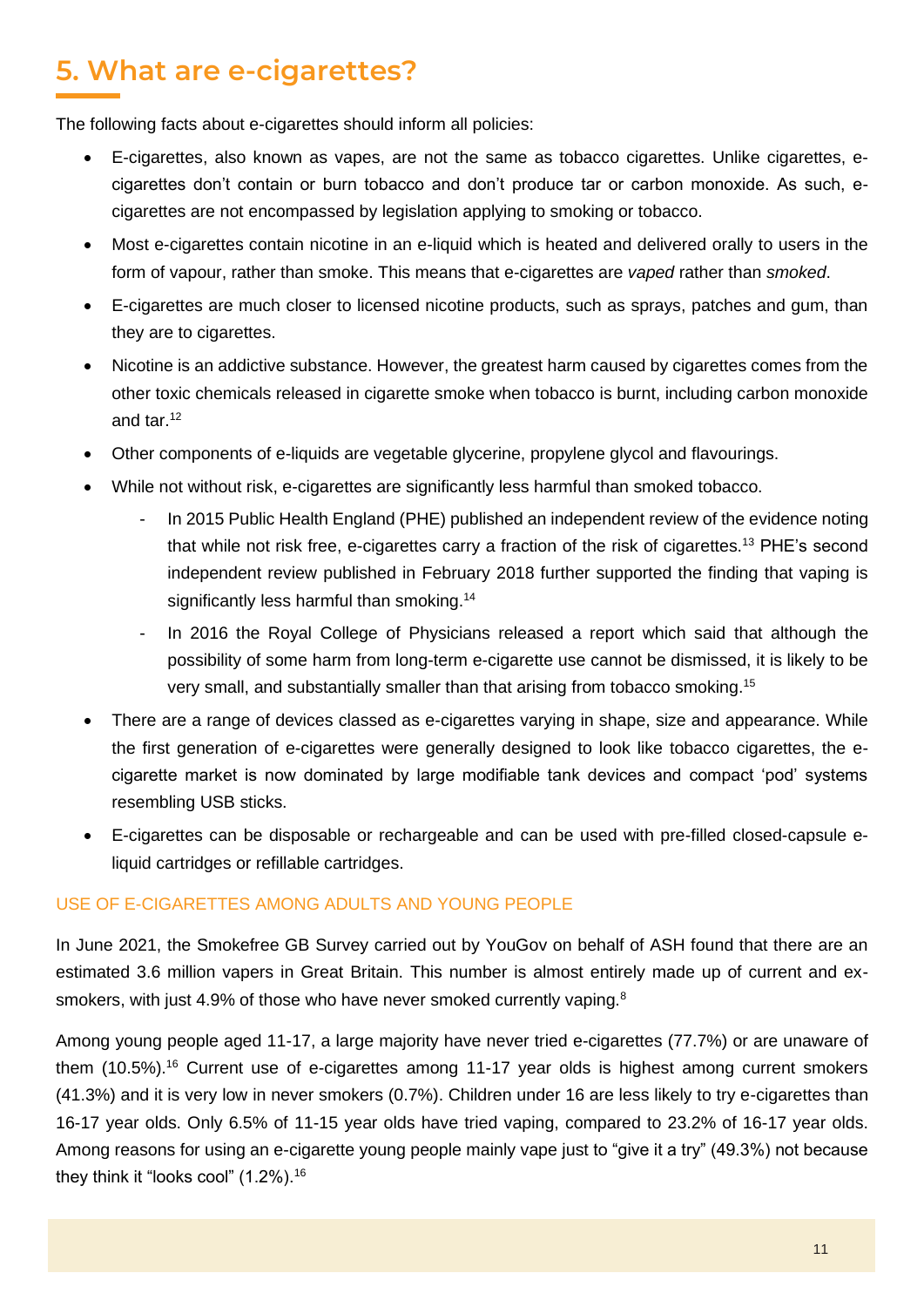## 5. What are e-cigarettes?

The following facts about e-cigarettes should inform all policies:

- E-cigarettes, also known as vapes, are not the same as tobacco cigarettes. Unlike cigarettes, e-cigarettes don't contain or burn tobacco and don't produce tar or carbon monoxide. As such, e-cigarettes are not encompassed by legislation applying to smoking or tobacco.
- Most e-cigarettes contain nicotine in an e-liquid which is heated and delivered orally to users in the form of vapour, rather than smoke. This means that e-cigarettes are *vaped* rather than *smoked*.
- E-cigarettes are much closer to licensed nicotine products, such as sprays, patches and gum, than they are to cigarettes.
- Nicotine is an addictive substance. However, the greatest harm caused by cigarettes comes from the other toxic chemicals released in cigarette smoke when tobacco is burnt, including carbon monoxide and tar.[12]
- Other components of e-liquids are vegetable glycerine, propylene glycol and flavourings.
- While not without risk, e-cigarettes are significantly less harmful than smoked tobacco.
  - In 2015 Public Health England (PHE) published an independent review of the evidence noting that while not risk free, e-cigarettes carry a fraction of the risk of cigarettes.[13] PHE's second independent review published in February 2018 further supported the finding that vaping is significantly less harmful than smoking.[14]
  - In 2016 the Royal College of Physicians released a report which said that although the possibility of some harm from long-term e-cigarette use cannot be dismissed, it is likely to be very small, and substantially smaller than that arising from tobacco smoking.[15]
- There are a range of devices classed as e-cigarettes varying in shape, size and appearance. While the first generation of e-cigarettes were generally designed to look like tobacco cigarettes, the e-cigarette market is now dominated by large modifiable tank devices and compact 'pod' systems resembling USB sticks.
- E-cigarettes can be disposable or rechargeable and can be used with pre-filled closed-capsule e-liquid cartridges or refillable cartridges.

### USE OF E-CIGARETTES AMONG ADULTS AND YOUNG PEOPLE

In June 2021, the Smokefree GB Survey carried out by YouGov on behalf of ASH found that there are an estimated 3.6 million vapers in Great Britain. This number is almost entirely made up of current and ex-smokers, with just 4.9% of those who have never smoked currently vaping.[8]

Among young people aged 11-17, a large majority have never tried e-cigarettes (77.7%) or are unaware of them (10.5%).[16] Current use of e-cigarettes among 11-17 year olds is highest among current smokers (41.3%) and it is very low in never smokers (0.7%). Children under 16 are less likely to try e-cigarettes than 16-17 year olds. Only 6.5% of 11-15 year olds have tried vaping, compared to 23.2% of 16-17 year olds. Among reasons for using an e-cigarette young people mainly vape just to "give it a try" (49.3%) not because they think it "looks cool" (1.2%).[16]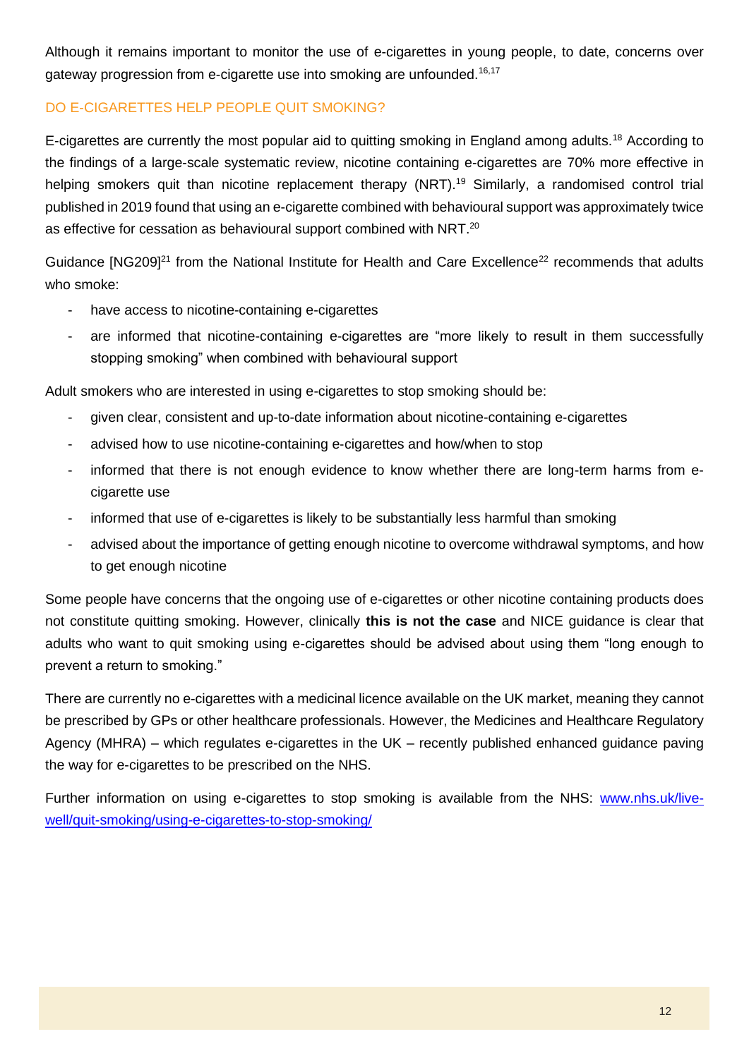Although it remains important to monitor the use of e-cigarettes in young people, to date, concerns over gateway progression from e-cigarette use into smoking are unfounded.[16,17]

## DO E-CIGARETTES HELP PEOPLE QUIT SMOKING?

E-cigarettes are currently the most popular aid to quitting smoking in England among adults.[18] According to the findings of a large-scale systematic review, nicotine containing e-cigarettes are 70% more effective in helping smokers quit than nicotine replacement therapy (NRT).[19] Similarly, a randomised control trial published in 2019 found that using an e-cigarette combined with behavioural support was approximately twice as effective for cessation as behavioural support combined with NRT.[20]

Guidance [NG209][21] from the National Institute for Health and Care Excellence[22] recommends that adults who smoke:

- have access to nicotine-containing e-cigarettes
- are informed that nicotine-containing e-cigarettes are "more likely to result in them successfully stopping smoking" when combined with behavioural support

Adult smokers who are interested in using e-cigarettes to stop smoking should be:

- given clear, consistent and up-to-date information about nicotine-containing e-cigarettes
- advised how to use nicotine-containing e-cigarettes and how/when to stop
- informed that there is not enough evidence to know whether there are long-term harms from e-cigarette use
- informed that use of e-cigarettes is likely to be substantially less harmful than smoking
- advised about the importance of getting enough nicotine to overcome withdrawal symptoms, and how to get enough nicotine

Some people have concerns that the ongoing use of e-cigarettes or other nicotine containing products does not constitute quitting smoking. However, clinically **this is not the case** and NICE guidance is clear that adults who want to quit smoking using e-cigarettes should be advised about using them "long enough to prevent a return to smoking."

There are currently no e-cigarettes with a medicinal licence available on the UK market, meaning they cannot be prescribed by GPs or other healthcare professionals. However, the Medicines and Healthcare Regulatory Agency (MHRA) – which regulates e-cigarettes in the UK – recently published enhanced guidance paving the way for e-cigarettes to be prescribed on the NHS.

Further information on using e-cigarettes to stop smoking is available from the NHS: [www.nhs.uk/live-well/quit-smoking/using-e-cigarettes-to-stop-smoking/](www.nhs.uk/live-well/quit-smoking/using-e-cigarettes-to-stop-smoking/)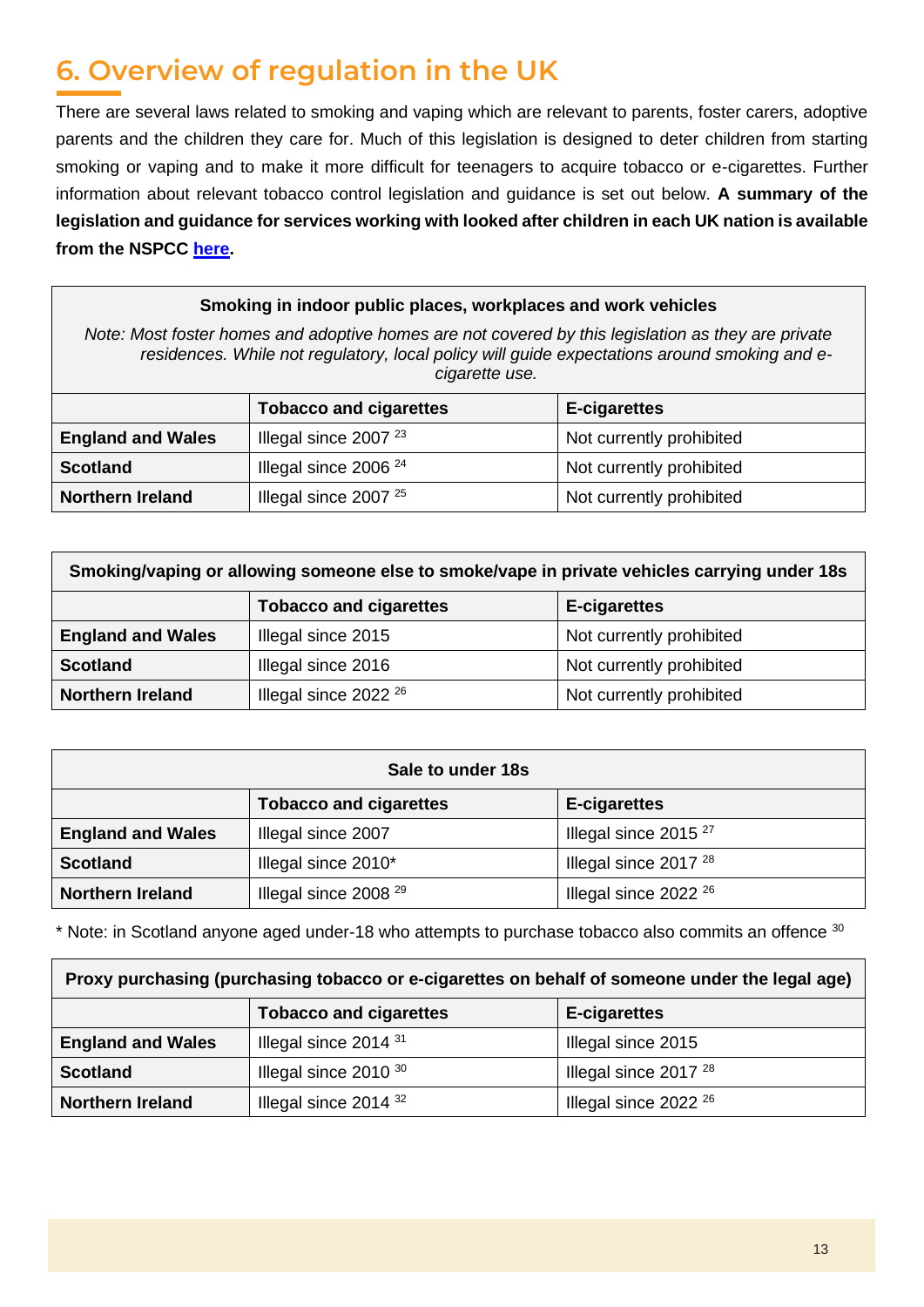## 6. Overview of regulation in the UK

There are several laws related to smoking and vaping which are relevant to parents, foster carers, adoptive parents and the children they care for. Much of this legislation is designed to deter children from starting smoking or vaping and to make it more difficult for teenagers to acquire tobacco or e-cigarettes. Further information about relevant tobacco control legislation and guidance is set out below. **A summary of the legislation and guidance for services working with looked after children in each UK nation is available from the NSPCC [here](#).**

| **Smoking in indoor public places, workplaces and work vehicles**<br>*Note: Most foster homes and adoptive homes are not covered by this legislation as they are private residences. While not regulatory, local policy will guide expectations around smoking and e-cigarette use.* | | |
|---|---|---|
| | **Tobacco and cigarettes** | **E-cigarettes** |
| **England and Wales** | Illegal since 2007 [23] | Not currently prohibited |
| **Scotland** | Illegal since 2006 [24] | Not currently prohibited |
| **Northern Ireland** | Illegal since 2007 [25] | Not currently prohibited |

| **Smoking/vaping or allowing someone else to smoke/vape in private vehicles carrying under 18s** | | |
|---|---|---|
| | **Tobacco and cigarettes** | **E-cigarettes** |
| **England and Wales** | Illegal since 2015 | Not currently prohibited |
| **Scotland** | Illegal since 2016 | Not currently prohibited |
| **Northern Ireland** | Illegal since 2022 [26] | Not currently prohibited |

| **Sale to under 18s** | | |
|---|---|---|
| | **Tobacco and cigarettes** | **E-cigarettes** |
| **England and Wales** | Illegal since 2007 | Illegal since 2015 [27] |
| **Scotland** | Illegal since 2010* | Illegal since 2017 [28] |
| **Northern Ireland** | Illegal since 2008 [29] | Illegal since 2022 [26] |

* Note: in Scotland anyone aged under-18 who attempts to purchase tobacco also commits an offence [30]

| **Proxy purchasing (purchasing tobacco or e-cigarettes on behalf of someone under the legal age)** | | |
|---|---|---|
| | **Tobacco and cigarettes** | **E-cigarettes** |
| **England and Wales** | Illegal since 2014 [31] | Illegal since 2015 |
| **Scotland** | Illegal since 2010 [30] | Illegal since 2017 [28] |
| **Northern Ireland** | Illegal since 2014 [32] | Illegal since 2022 [26] |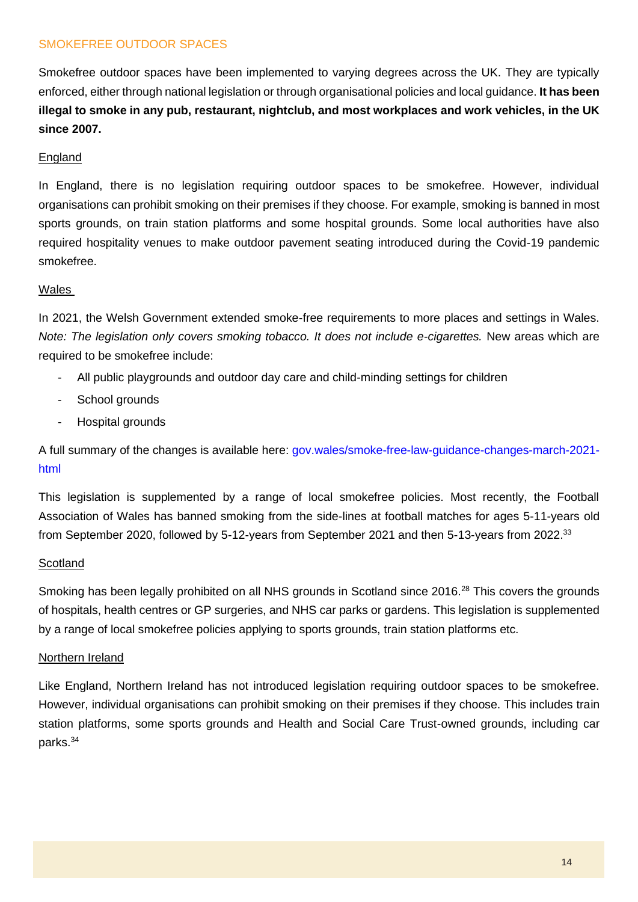## SMOKEFREE OUTDOOR SPACES

Smokefree outdoor spaces have been implemented to varying degrees across the UK. They are typically enforced, either through national legislation or through organisational policies and local guidance. **It has been illegal to smoke in any pub, restaurant, nightclub, and most workplaces and work vehicles, in the UK since 2007.**

### England

In England, there is no legislation requiring outdoor spaces to be smokefree. However, individual organisations can prohibit smoking on their premises if they choose. For example, smoking is banned in most sports grounds, on train station platforms and some hospital grounds. Some local authorities have also required hospitality venues to make outdoor pavement seating introduced during the Covid-19 pandemic smokefree.

### Wales

In 2021, the Welsh Government extended smoke-free requirements to more places and settings in Wales. *Note: The legislation only covers smoking tobacco. It does not include e-cigarettes.* New areas which are required to be smokefree include:

- All public playgrounds and outdoor day care and child-minding settings for children
- School grounds
- Hospital grounds

A full summary of the changes is available here: gov.wales/smoke-free-law-guidance-changes-march-2021-html

This legislation is supplemented by a range of local smokefree policies. Most recently, the Football Association of Wales has banned smoking from the side-lines at football matches for ages 5-11-years old from September 2020, followed by 5-12-years from September 2021 and then 5-13-years from 2022.[33]

### Scotland

Smoking has been legally prohibited on all NHS grounds in Scotland since 2016.[28] This covers the grounds of hospitals, health centres or GP surgeries, and NHS car parks or gardens. This legislation is supplemented by a range of local smokefree policies applying to sports grounds, train station platforms etc.

### Northern Ireland

Like England, Northern Ireland has not introduced legislation requiring outdoor spaces to be smokefree. However, individual organisations can prohibit smoking on their premises if they choose. This includes train station platforms, some sports grounds and Health and Social Care Trust-owned grounds, including car parks.[34]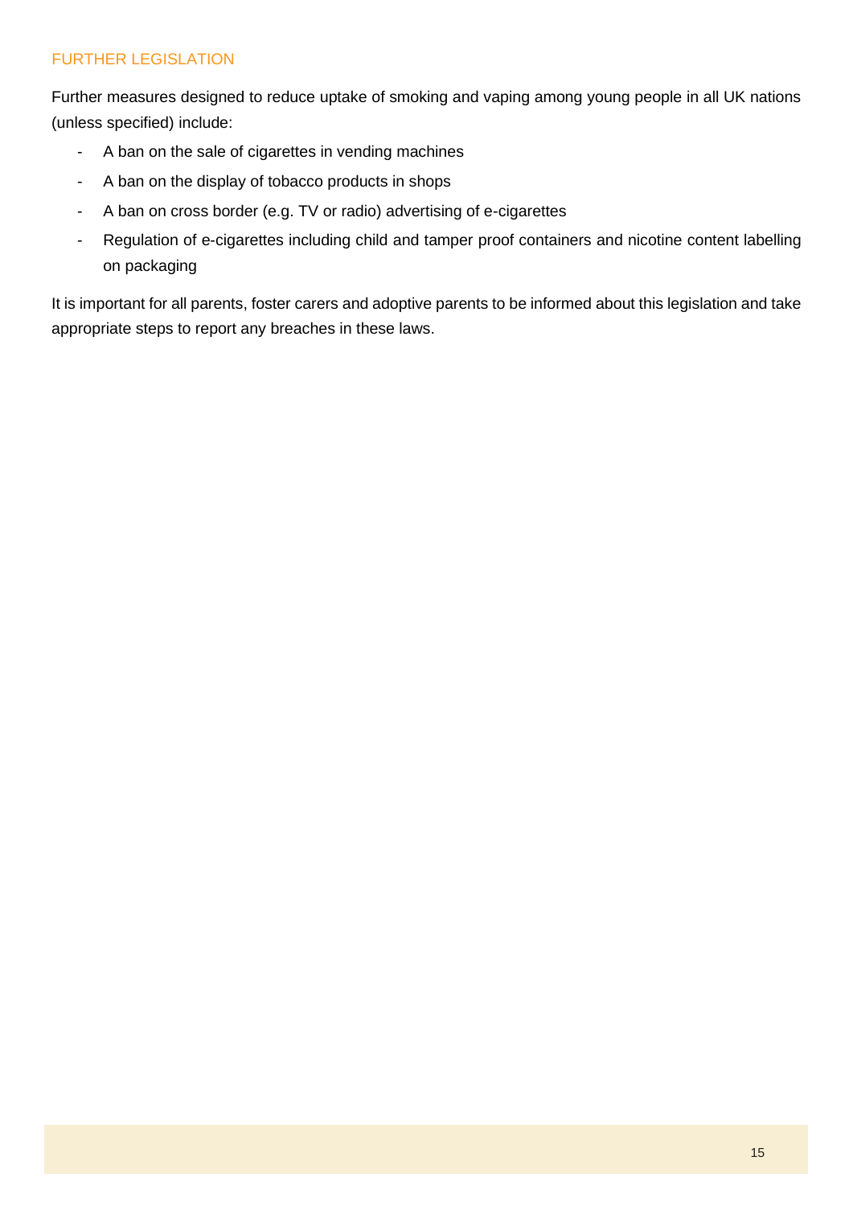## FURTHER LEGISLATION

Further measures designed to reduce uptake of smoking and vaping among young people in all UK nations (unless specified) include:

- A ban on the sale of cigarettes in vending machines
- A ban on the display of tobacco products in shops
- A ban on cross border (e.g. TV or radio) advertising of e-cigarettes
- Regulation of e-cigarettes including child and tamper proof containers and nicotine content labelling on packaging

It is important for all parents, foster carers and adoptive parents to be informed about this legislation and take appropriate steps to report any breaches in these laws.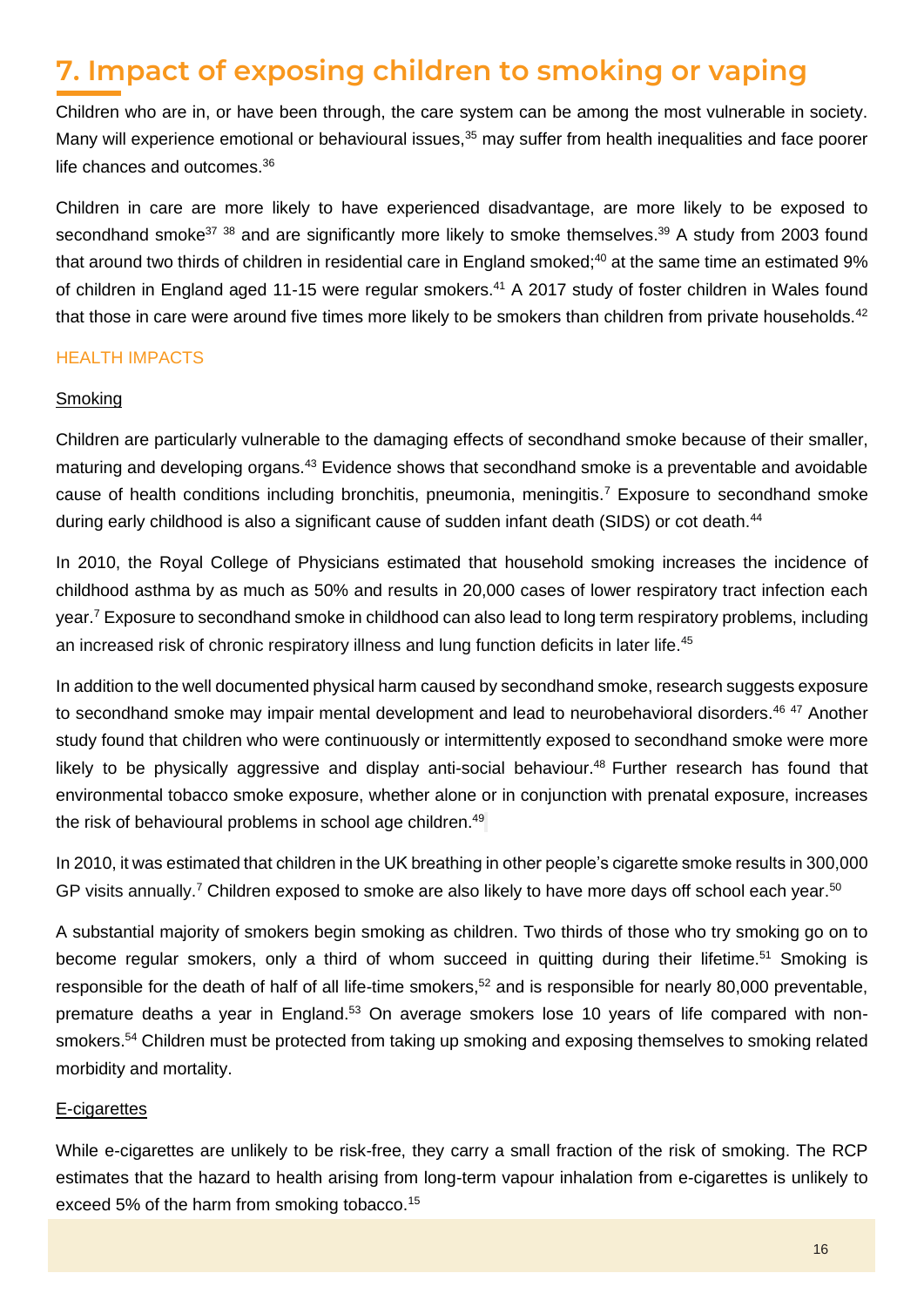# 7. Impact of exposing children to smoking or vaping

Children who are in, or have been through, the care system can be among the most vulnerable in society. Many will experience emotional or behavioural issues,[35] may suffer from health inequalities and face poorer life chances and outcomes.[36]

Children in care are more likely to have experienced disadvantage, are more likely to be exposed to secondhand smoke[37] [38] and are significantly more likely to smoke themselves.[39] A study from 2003 found that around two thirds of children in residential care in England smoked;[40] at the same time an estimated 9% of children in England aged 11-15 were regular smokers.[41] A 2017 study of foster children in Wales found that those in care were around five times more likely to be smokers than children from private households.[42]

## HEALTH IMPACTS

### Smoking

Children are particularly vulnerable to the damaging effects of secondhand smoke because of their smaller, maturing and developing organs.[43] Evidence shows that secondhand smoke is a preventable and avoidable cause of health conditions including bronchitis, pneumonia, meningitis.[7] Exposure to secondhand smoke during early childhood is also a significant cause of sudden infant death (SIDS) or cot death.[44]

In 2010, the Royal College of Physicians estimated that household smoking increases the incidence of childhood asthma by as much as 50% and results in 20,000 cases of lower respiratory tract infection each year.[7] Exposure to secondhand smoke in childhood can also lead to long term respiratory problems, including an increased risk of chronic respiratory illness and lung function deficits in later life.[45]

In addition to the well documented physical harm caused by secondhand smoke, research suggests exposure to secondhand smoke may impair mental development and lead to neurobehavioral disorders.[46] [47] Another study found that children who were continuously or intermittently exposed to secondhand smoke were more likely to be physically aggressive and display anti-social behaviour.[48] Further research has found that environmental tobacco smoke exposure, whether alone or in conjunction with prenatal exposure, increases the risk of behavioural problems in school age children.[49]

In 2010, it was estimated that children in the UK breathing in other people's cigarette smoke results in 300,000 GP visits annually.[7] Children exposed to smoke are also likely to have more days off school each year.[50]

A substantial majority of smokers begin smoking as children. Two thirds of those who try smoking go on to become regular smokers, only a third of whom succeed in quitting during their lifetime.[51] Smoking is responsible for the death of half of all life-time smokers,[52] and is responsible for nearly 80,000 preventable, premature deaths a year in England.[53] On average smokers lose 10 years of life compared with non-smokers.[54] Children must be protected from taking up smoking and exposing themselves to smoking related morbidity and mortality.

### E-cigarettes

While e-cigarettes are unlikely to be risk-free, they carry a small fraction of the risk of smoking. The RCP estimates that the hazard to health arising from long-term vapour inhalation from e-cigarettes is unlikely to exceed 5% of the harm from smoking tobacco.[15]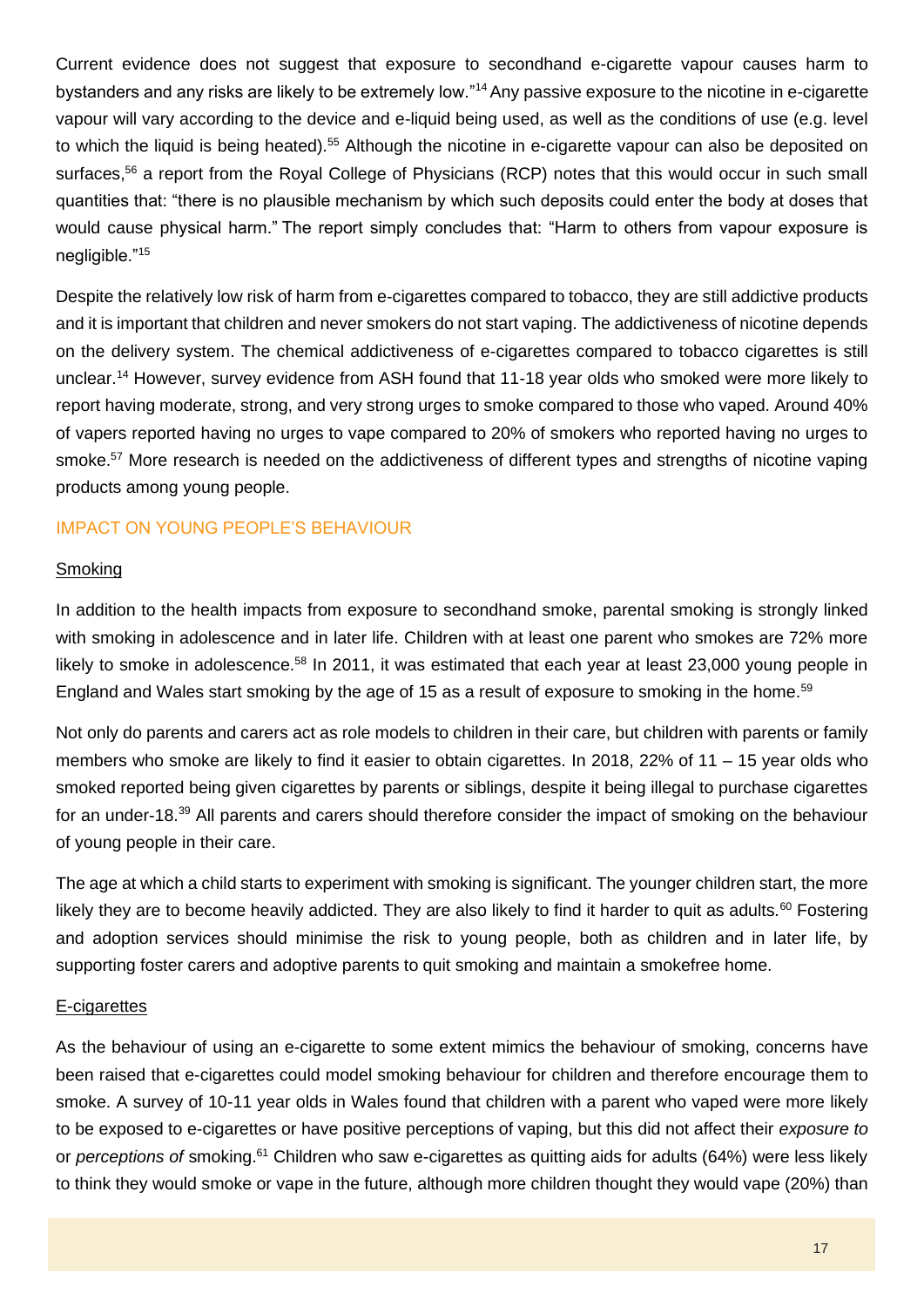Current evidence does not suggest that exposure to secondhand e-cigarette vapour causes harm to bystanders and any risks are likely to be extremely low."[14] Any passive exposure to the nicotine in e-cigarette vapour will vary according to the device and e-liquid being used, as well as the conditions of use (e.g. level to which the liquid is being heated).[55] Although the nicotine in e-cigarette vapour can also be deposited on surfaces,[56] a report from the Royal College of Physicians (RCP) notes that this would occur in such small quantities that: "there is no plausible mechanism by which such deposits could enter the body at doses that would cause physical harm." The report simply concludes that: "Harm to others from vapour exposure is negligible."[15]

Despite the relatively low risk of harm from e-cigarettes compared to tobacco, they are still addictive products and it is important that children and never smokers do not start vaping. The addictiveness of nicotine depends on the delivery system. The chemical addictiveness of e-cigarettes compared to tobacco cigarettes is still unclear.[14] However, survey evidence from ASH found that 11-18 year olds who smoked were more likely to report having moderate, strong, and very strong urges to smoke compared to those who vaped. Around 40% of vapers reported having no urges to vape compared to 20% of smokers who reported having no urges to smoke.[57] More research is needed on the addictiveness of different types and strengths of nicotine vaping products among young people.

## IMPACT ON YOUNG PEOPLE'S BEHAVIOUR

### Smoking

In addition to the health impacts from exposure to secondhand smoke, parental smoking is strongly linked with smoking in adolescence and in later life. Children with at least one parent who smokes are 72% more likely to smoke in adolescence.[58] In 2011, it was estimated that each year at least 23,000 young people in England and Wales start smoking by the age of 15 as a result of exposure to smoking in the home.[59]

Not only do parents and carers act as role models to children in their care, but children with parents or family members who smoke are likely to find it easier to obtain cigarettes. In 2018, 22% of 11 – 15 year olds who smoked reported being given cigarettes by parents or siblings, despite it being illegal to purchase cigarettes for an under-18.[39] All parents and carers should therefore consider the impact of smoking on the behaviour of young people in their care.

The age at which a child starts to experiment with smoking is significant. The younger children start, the more likely they are to become heavily addicted. They are also likely to find it harder to quit as adults.[60] Fostering and adoption services should minimise the risk to young people, both as children and in later life, by supporting foster carers and adoptive parents to quit smoking and maintain a smokefree home.

### E-cigarettes

As the behaviour of using an e-cigarette to some extent mimics the behaviour of smoking, concerns have been raised that e-cigarettes could model smoking behaviour for children and therefore encourage them to smoke. A survey of 10-11 year olds in Wales found that children with a parent who vaped were more likely to be exposed to e-cigarettes or have positive perceptions of vaping, but this did not affect their *exposure to* or *perceptions of* smoking.[61] Children who saw e-cigarettes as quitting aids for adults (64%) were less likely to think they would smoke or vape in the future, although more children thought they would vape (20%) than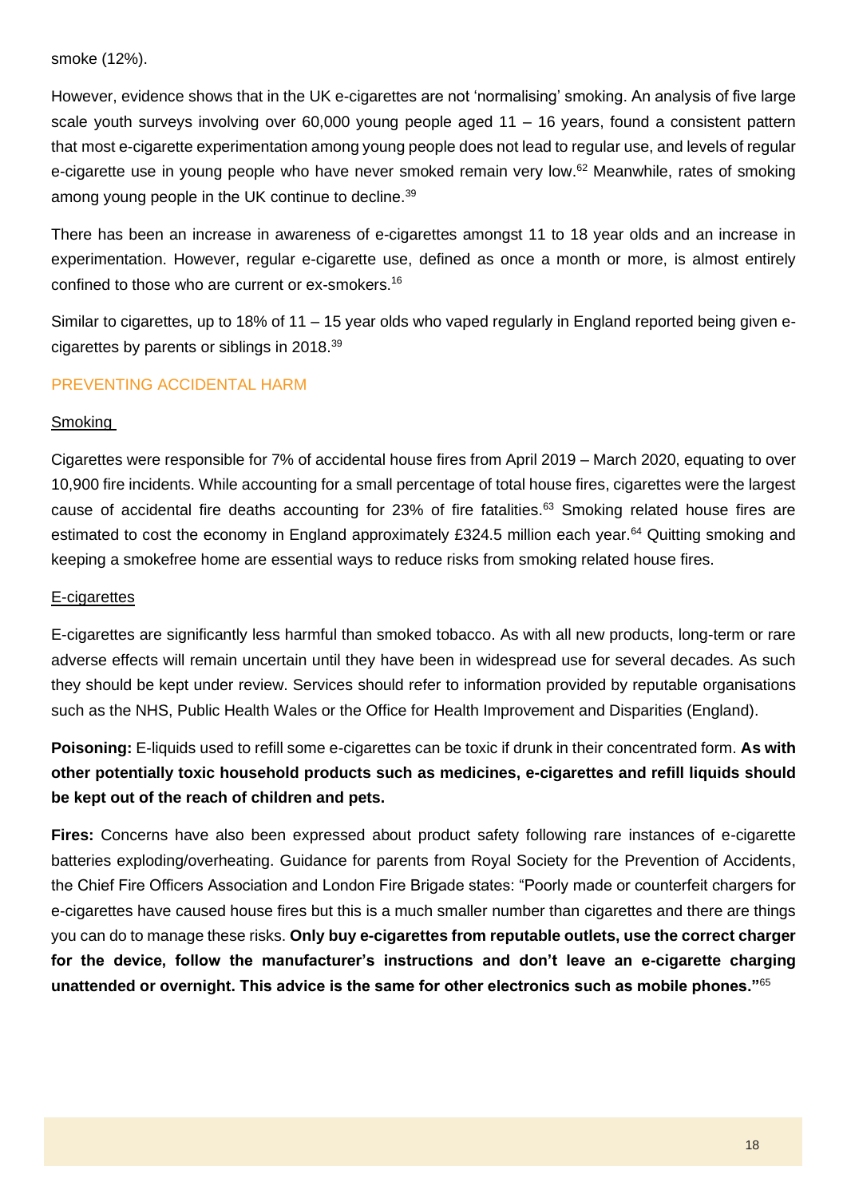smoke (12%).

However, evidence shows that in the UK e-cigarettes are not 'normalising' smoking. An analysis of five large scale youth surveys involving over 60,000 young people aged 11 – 16 years, found a consistent pattern that most e-cigarette experimentation among young people does not lead to regular use, and levels of regular e-cigarette use in young people who have never smoked remain very low.[62] Meanwhile, rates of smoking among young people in the UK continue to decline.[39]

There has been an increase in awareness of e-cigarettes amongst 11 to 18 year olds and an increase in experimentation. However, regular e-cigarette use, defined as once a month or more, is almost entirely confined to those who are current or ex-smokers.[16]

Similar to cigarettes, up to 18% of 11 – 15 year olds who vaped regularly in England reported being given e-cigarettes by parents or siblings in 2018.[39]

## PREVENTING ACCIDENTAL HARM

### Smoking

Cigarettes were responsible for 7% of accidental house fires from April 2019 – March 2020, equating to over 10,900 fire incidents. While accounting for a small percentage of total house fires, cigarettes were the largest cause of accidental fire deaths accounting for 23% of fire fatalities.[63] Smoking related house fires are estimated to cost the economy in England approximately £324.5 million each year.[64] Quitting smoking and keeping a smokefree home are essential ways to reduce risks from smoking related house fires.

### E-cigarettes

E-cigarettes are significantly less harmful than smoked tobacco. As with all new products, long-term or rare adverse effects will remain uncertain until they have been in widespread use for several decades. As such they should be kept under review. Services should refer to information provided by reputable organisations such as the NHS, Public Health Wales or the Office for Health Improvement and Disparities (England).

**Poisoning:** E-liquids used to refill some e-cigarettes can be toxic if drunk in their concentrated form. **As with other potentially toxic household products such as medicines, e-cigarettes and refill liquids should be kept out of the reach of children and pets.**

**Fires:** Concerns have also been expressed about product safety following rare instances of e-cigarette batteries exploding/overheating. Guidance for parents from Royal Society for the Prevention of Accidents, the Chief Fire Officers Association and London Fire Brigade states: "Poorly made or counterfeit chargers for e-cigarettes have caused house fires but this is a much smaller number than cigarettes and there are things you can do to manage these risks. **Only buy e-cigarettes from reputable outlets, use the correct charger for the device, follow the manufacturer's instructions and don't leave an e-cigarette charging unattended or overnight. This advice is the same for other electronics such as mobile phones."**[65]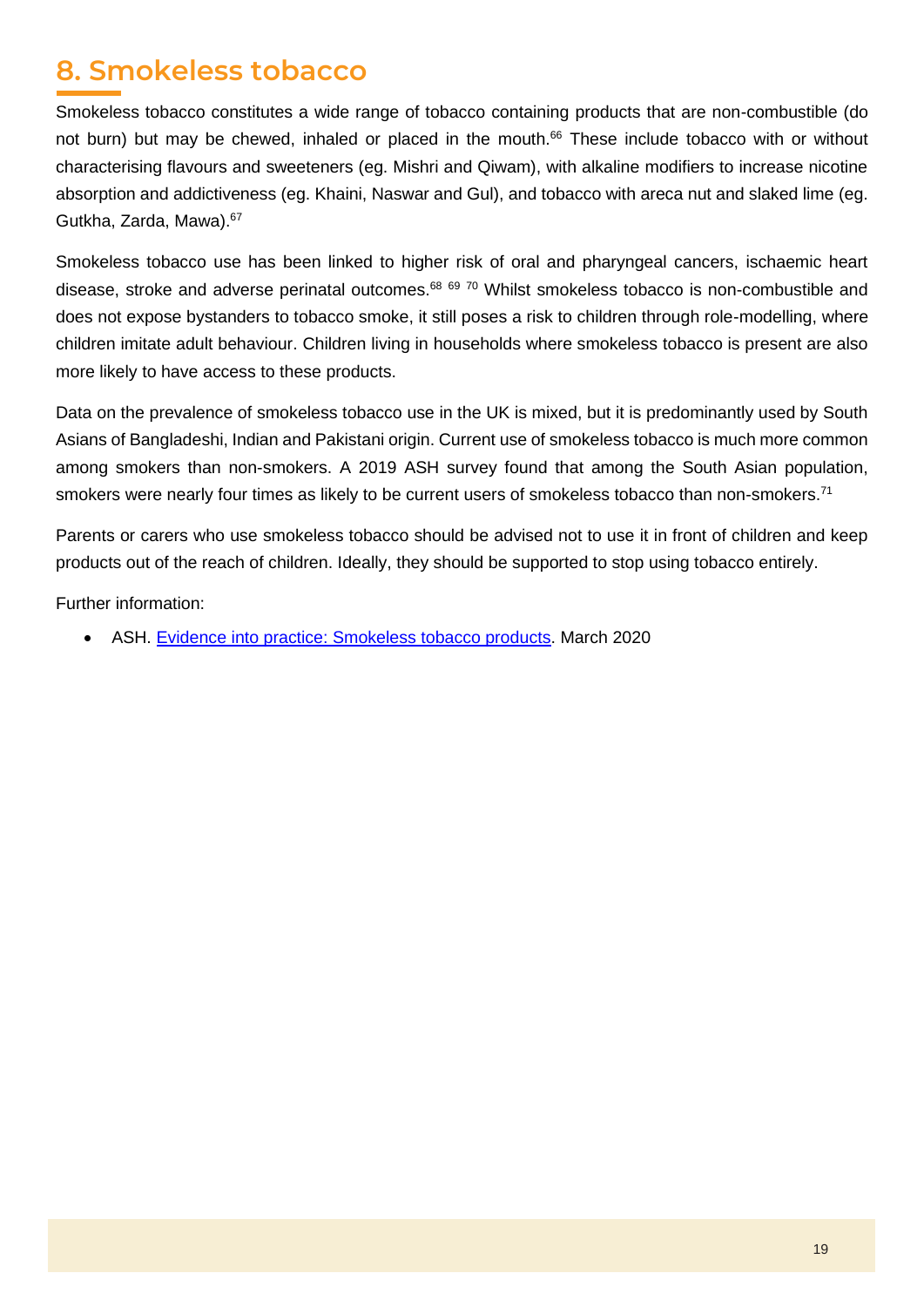## 8. Smokeless tobacco

Smokeless tobacco constitutes a wide range of tobacco containing products that are non-combustible (do not burn) but may be chewed, inhaled or placed in the mouth.[66] These include tobacco with or without characterising flavours and sweeteners (eg. Mishri and Qiwam), with alkaline modifiers to increase nicotine absorption and addictiveness (eg. Khaini, Naswar and Gul), and tobacco with areca nut and slaked lime (eg. Gutkha, Zarda, Mawa).[67]

Smokeless tobacco use has been linked to higher risk of oral and pharyngeal cancers, ischaemic heart disease, stroke and adverse perinatal outcomes.[68] [69] [70] Whilst smokeless tobacco is non-combustible and does not expose bystanders to tobacco smoke, it still poses a risk to children through role-modelling, where children imitate adult behaviour. Children living in households where smokeless tobacco is present are also more likely to have access to these products.

Data on the prevalence of smokeless tobacco use in the UK is mixed, but it is predominantly used by South Asians of Bangladeshi, Indian and Pakistani origin. Current use of smokeless tobacco is much more common among smokers than non-smokers. A 2019 ASH survey found that among the South Asian population, smokers were nearly four times as likely to be current users of smokeless tobacco than non-smokers.[71]

Parents or carers who use smokeless tobacco should be advised not to use it in front of children and keep products out of the reach of children. Ideally, they should be supported to stop using tobacco entirely.

Further information:

- ASH. Evidence into practice: Smokeless tobacco products. March 2020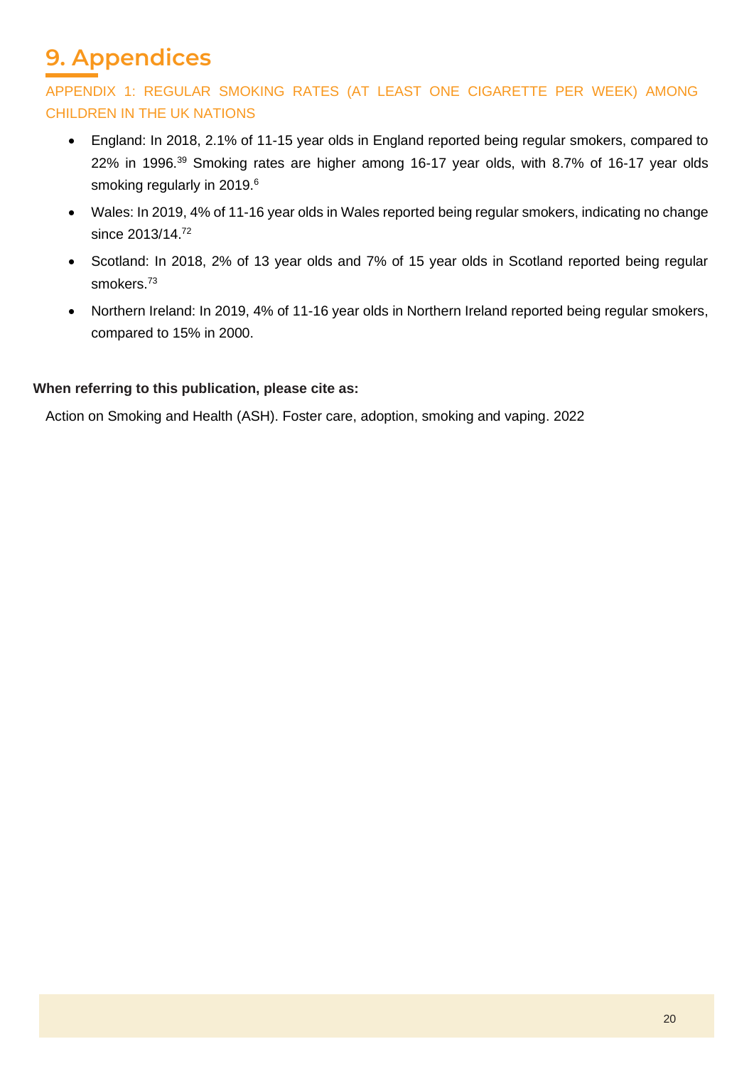# 9. Appendices

## APPENDIX 1: REGULAR SMOKING RATES (AT LEAST ONE CIGARETTE PER WEEK) AMONG CHILDREN IN THE UK NATIONS

- England: In 2018, 2.1% of 11-15 year olds in England reported being regular smokers, compared to 22% in 1996.[39] Smoking rates are higher among 16-17 year olds, with 8.7% of 16-17 year olds smoking regularly in 2019.[6]
- Wales: In 2019, 4% of 11-16 year olds in Wales reported being regular smokers, indicating no change since 2013/14.[72]
- Scotland: In 2018, 2% of 13 year olds and 7% of 15 year olds in Scotland reported being regular smokers.[73]
- Northern Ireland: In 2019, 4% of 11-16 year olds in Northern Ireland reported being regular smokers, compared to 15% in 2000.

**When referring to this publication, please cite as:**

Action on Smoking and Health (ASH). Foster care, adoption, smoking and vaping. 2022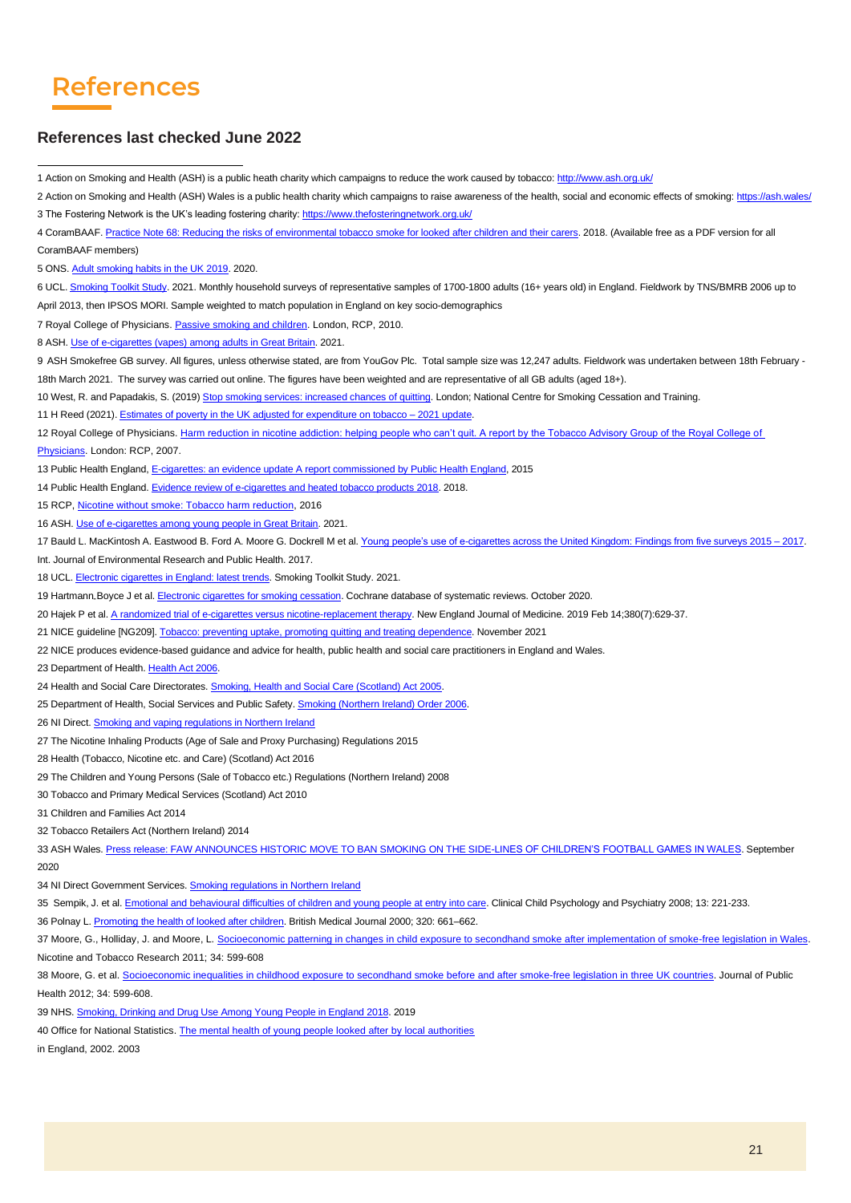# References

## References last checked June 2022

1 Action on Smoking and Health (ASH) is a public heath charity which campaigns to reduce the work caused by tobacco: http://www.ash.org.uk/

2 Action on Smoking and Health (ASH) Wales is a public health charity which campaigns to raise awareness of the health, social and economic effects of smoking: https://ash.wales/

3 The Fostering Network is the UK's leading fostering charity: https://www.thefosteringnetwork.org.uk/

4 CoramBAAF. Practice Note 68: Reducing the risks of environmental tobacco smoke for looked after children and their carers. 2018. (Available free as a PDF version for all CoramBAAF members)

5 ONS. Adult smoking habits in the UK 2019. 2020.

6 UCL. Smoking Toolkit Study. 2021. Monthly household surveys of representative samples of 1700-1800 adults (16+ years old) in England. Fieldwork by TNS/BMRB 2006 up to April 2013, then IPSOS MORI. Sample weighted to match population in England on key socio-demographics

7 Royal College of Physicians. Passive smoking and children. London, RCP, 2010.

8 ASH. Use of e-cigarettes (vapes) among adults in Great Britain. 2021.

9 ASH Smokefree GB survey. All figures, unless otherwise stated, are from YouGov Plc. Total sample size was 12,247 adults. Fieldwork was undertaken between 18th February - 18th March 2021. The survey was carried out online. The figures have been weighted and are representative of all GB adults (aged 18+).

10 West, R. and Papadakis, S. (2019) Stop smoking services: increased chances of quitting. London; National Centre for Smoking Cessation and Training.

11 H Reed (2021). Estimates of poverty in the UK adjusted for expenditure on tobacco – 2021 update.

12 Royal College of Physicians. Harm reduction in nicotine addiction: helping people who can't quit. A report by the Tobacco Advisory Group of the Royal College of Physicians. London: RCP, 2007.

13 Public Health England, E-cigarettes: an evidence update A report commissioned by Public Health England, 2015

14 Public Health England. Evidence review of e-cigarettes and heated tobacco products 2018. 2018.

15 RCP, Nicotine without smoke: Tobacco harm reduction, 2016

16 ASH. Use of e-cigarettes among young people in Great Britain. 2021.

17 Bauld L. MacKintosh A. Eastwood B. Ford A. Moore G. Dockrell M et al. Young people's use of e-cigarettes across the United Kingdom: Findings from five surveys 2015 – 2017. Int. Journal of Environmental Research and Public Health. 2017.

18 UCL. Electronic cigarettes in England: latest trends. Smoking Toolkit Study. 2021.

19 Hartmann,Boyce J et al. Electronic cigarettes for smoking cessation. Cochrane database of systematic reviews. October 2020.

20 Hajek P et al. A randomized trial of e-cigarettes versus nicotine-replacement therapy. New England Journal of Medicine. 2019 Feb 14;380(7):629-37.

21 NICE guideline [NG209]. Tobacco: preventing uptake, promoting quitting and treating dependence. November 2021

22 NICE produces evidence-based guidance and advice for health, public health and social care practitioners in England and Wales.

23 Department of Health. Health Act 2006.

24 Health and Social Care Directorates. Smoking, Health and Social Care (Scotland) Act 2005.

25 Department of Health, Social Services and Public Safety. Smoking (Northern Ireland) Order 2006.

26 NI Direct. Smoking and vaping regulations in Northern Ireland

27 The Nicotine Inhaling Products (Age of Sale and Proxy Purchasing) Regulations 2015

28 Health (Tobacco, Nicotine etc. and Care) (Scotland) Act 2016

29 The Children and Young Persons (Sale of Tobacco etc.) Regulations (Northern Ireland) 2008

30 Tobacco and Primary Medical Services (Scotland) Act 2010

31 Children and Families Act 2014

32 Tobacco Retailers Act (Northern Ireland) 2014

33 ASH Wales. Press release: FAW ANNOUNCES HISTORIC MOVE TO BAN SMOKING ON THE SIDE-LINES OF CHILDREN'S FOOTBALL GAMES IN WALES. September 2020

34 NI Direct Government Services. Smoking regulations in Northern Ireland

35 Sempik, J. et al. Emotional and behavioural difficulties of children and young people at entry into care. Clinical Child Psychology and Psychiatry 2008; 13: 221-233.

36 Polnay L. Promoting the health of looked after children. British Medical Journal 2000; 320: 661–662.

37 Moore, G., Holliday, J. and Moore, L. Socioeconomic patterning in changes in child exposure to secondhand smoke after implementation of smoke-free legislation in Wales. Nicotine and Tobacco Research 2011; 34: 599-608

38 Moore, G. et al. Socioeconomic inequalities in childhood exposure to secondhand smoke before and after smoke-free legislation in three UK countries. Journal of Public Health 2012; 34: 599-608.

39 NHS. Smoking, Drinking and Drug Use Among Young People in England 2018. 2019

40 Office for National Statistics. The mental health of young people looked after by local authorities in England, 2002. 2003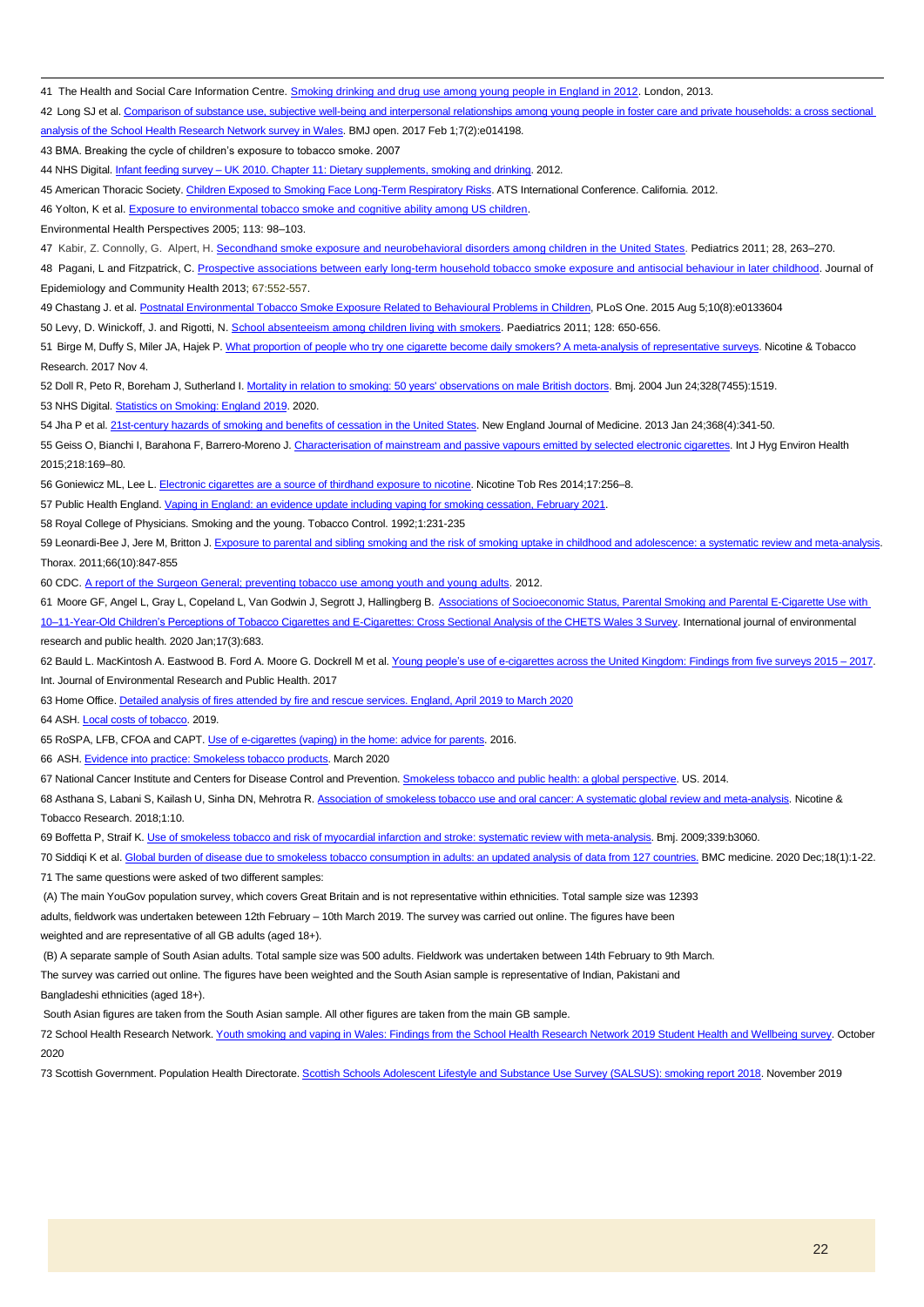41 The Health and Social Care Information Centre. Smoking drinking and drug use among young people in England in 2012. London, 2013.

42 Long SJ et al. Comparison of substance use, subjective well-being and interpersonal relationships among young people in foster care and private households: a cross sectional analysis of the School Health Research Network survey in Wales. BMJ open. 2017 Feb 1;7(2):e014198.

43 BMA. Breaking the cycle of children's exposure to tobacco smoke. 2007

44 NHS Digital. Infant feeding survey – UK 2010. Chapter 11: Dietary supplements, smoking and drinking. 2012.

45 American Thoracic Society. Children Exposed to Smoking Face Long-Term Respiratory Risks. ATS International Conference. California. 2012.

46 Yolton, K et al. Exposure to environmental tobacco smoke and cognitive ability among US children.

Environmental Health Perspectives 2005; 113: 98–103.

47 Kabir, Z. Connolly, G. Alpert, H. Secondhand smoke exposure and neurobehavioral disorders among children in the United States. Pediatrics 2011; 28, 263–270.

48 Pagani, L and Fitzpatrick, C. Prospective associations between early long-term household tobacco smoke exposure and antisocial behaviour in later childhood. Journal of Epidemiology and Community Health 2013; 67:552-557.

49 Chastang J. et al. Postnatal Environmental Tobacco Smoke Exposure Related to Behavioural Problems in Children, PLoS One. 2015 Aug 5;10(8):e0133604

50 Levy, D. Winickoff, J. and Rigotti, N. School absenteeism among children living with smokers. Paediatrics 2011; 128: 650-656.

51 Birge M, Duffy S, Miler JA, Hajek P. What proportion of people who try one cigarette become daily smokers? A meta-analysis of representative surveys. Nicotine & Tobacco Research. 2017 Nov 4.

52 Doll R, Peto R, Boreham J, Sutherland I. Mortality in relation to smoking: 50 years' observations on male British doctors. Bmj. 2004 Jun 24;328(7455):1519.

53 NHS Digital. Statistics on Smoking: England 2019. 2020.

54 Jha P et al. 21st-century hazards of smoking and benefits of cessation in the United States. New England Journal of Medicine. 2013 Jan 24;368(4):341-50.

55 Geiss O, Bianchi I, Barahona F, Barrero-Moreno J. Characterisation of mainstream and passive vapours emitted by selected electronic cigarettes. Int J Hyg Environ Health 2015;218:169–80.

56 Goniewicz ML, Lee L. Electronic cigarettes are a source of thirdhand exposure to nicotine. Nicotine Tob Res 2014;17:256–8.

57 Public Health England. Vaping in England: an evidence update including vaping for smoking cessation, February 2021.

58 Royal College of Physicians. Smoking and the young. Tobacco Control. 1992;1:231-235

59 Leonardi-Bee J, Jere M, Britton J. Exposure to parental and sibling smoking and the risk of smoking uptake in childhood and adolescence: a systematic review and meta-analysis. Thorax. 2011;66(10):847-855

60 CDC. A report of the Surgeon General; preventing tobacco use among youth and young adults. 2012.

61 Moore GF, Angel L, Gray L, Copeland L, Van Godwin J, Segrott J, Hallingberg B. Associations of Socioeconomic Status, Parental Smoking and Parental E-Cigarette Use with 10–11-Year-Old Children's Perceptions of Tobacco Cigarettes and E-Cigarettes: Cross Sectional Analysis of the CHETS Wales 3 Survey. International journal of environmental research and public health. 2020 Jan;17(3):683.

62 Bauld L. MacKintosh A. Eastwood B. Ford A. Moore G. Dockrell M et al. Young people's use of e-cigarettes across the United Kingdom: Findings from five surveys 2015 – 2017. Int. Journal of Environmental Research and Public Health. 2017

63 Home Office. Detailed analysis of fires attended by fire and rescue services. England, April 2019 to March 2020

64 ASH. Local costs of tobacco. 2019.

65 RoSPA, LFB, CFOA and CAPT. Use of e-cigarettes (vaping) in the home: advice for parents. 2016.

66 ASH. Evidence into practice: Smokeless tobacco products. March 2020

67 National Cancer Institute and Centers for Disease Control and Prevention. Smokeless tobacco and public health: a global perspective. US. 2014.

68 Asthana S, Labani S, Kailash U, Sinha DN, Mehrotra R. Association of smokeless tobacco use and oral cancer: A systematic global review and meta-analysis. Nicotine & Tobacco Research. 2018;1:10.

69 Boffetta P, Straif K. Use of smokeless tobacco and risk of myocardial infarction and stroke: systematic review with meta-analysis. Bmj. 2009;339:b3060.

70 Siddiqi K et al. Global burden of disease due to smokeless tobacco consumption in adults: an updated analysis of data from 127 countries. BMC medicine. 2020 Dec;18(1):1-22.

71 The same questions were asked of two different samples:

(A) The main YouGov population survey, which covers Great Britain and is not representative within ethnicities. Total sample size was 12393 adults, fieldwork was undertaken beteween 12th February – 10th March 2019. The survey was carried out online. The figures have been weighted and are representative of all GB adults (aged 18+).

(B) A separate sample of South Asian adults. Total sample size was 500 adults. Fieldwork was undertaken between 14th February to 9th March. The survey was carried out online. The figures have been weighted and the South Asian sample is representative of Indian, Pakistani and Bangladeshi ethnicities (aged 18+).

South Asian figures are taken from the South Asian sample. All other figures are taken from the main GB sample.

72 School Health Research Network. Youth smoking and vaping in Wales: Findings from the School Health Research Network 2019 Student Health and Wellbeing survey. October 2020

73 Scottish Government. Population Health Directorate. Scottish Schools Adolescent Lifestyle and Substance Use Survey (SALSUS): smoking report 2018. November 2019